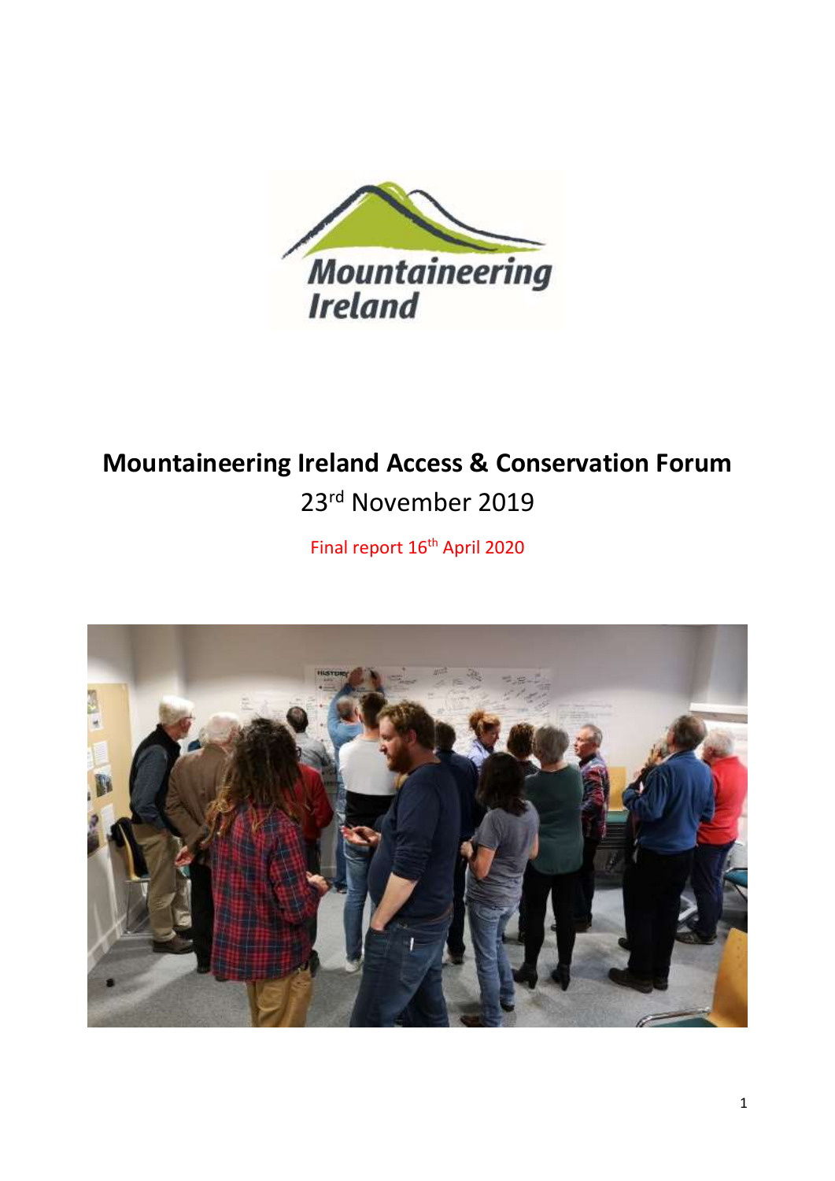# Mountaineering Ireland Access & Conservation Forum

23rd November 2019

Final report 16th April 2020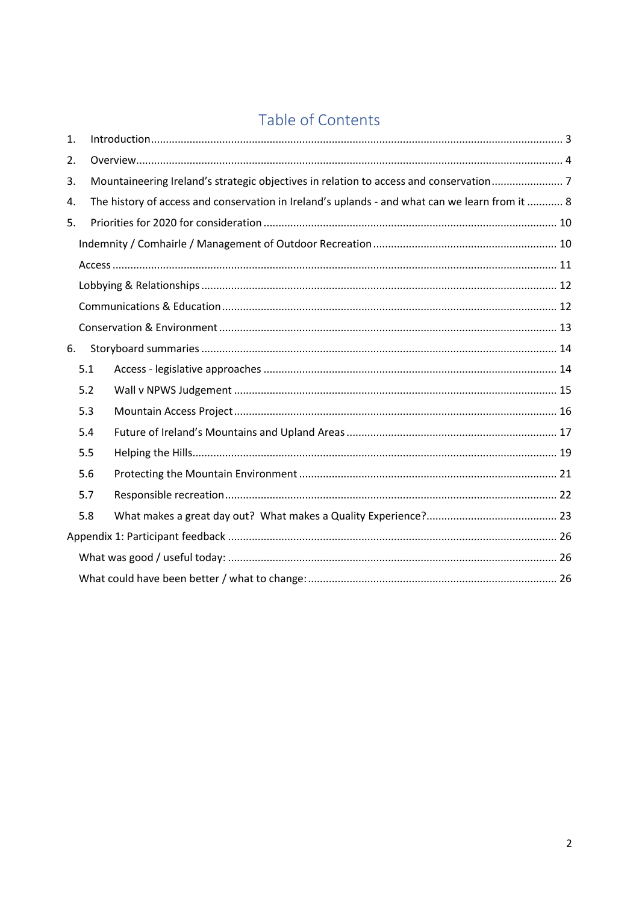# Table of Contents

1. Introduction ..... 3
2. Overview ..... 4
3. Mountaineering Ireland's strategic objectives in relation to access and conservation ..... 7
4. The history of access and conservation in Ireland's uplands - and what can we learn from it ..... 8
5. Priorities for 2020 for consideration ..... 10
   - Indemnity / Comhairle / Management of Outdoor Recreation ..... 10
   - Access ..... 11
   - Lobbying & Relationships ..... 12
   - Communications & Education ..... 12
   - Conservation & Environment ..... 13
6. Storyboard summaries ..... 14
   - 5.1 Access - legislative approaches ..... 14
   - 5.2 Wall v NPWS Judgement ..... 15
   - 5.3 Mountain Access Project ..... 16
   - 5.4 Future of Ireland's Mountains and Upland Areas ..... 17
   - 5.5 Helping the Hills ..... 19
   - 5.6 Protecting the Mountain Environment ..... 21
   - 5.7 Responsible recreation ..... 22
   - 5.8 What makes a great day out? What makes a Quality Experience? ..... 23

Appendix 1: Participant feedback ..... 26
   - What was good / useful today: ..... 26
   - What could have been better / what to change: ..... 26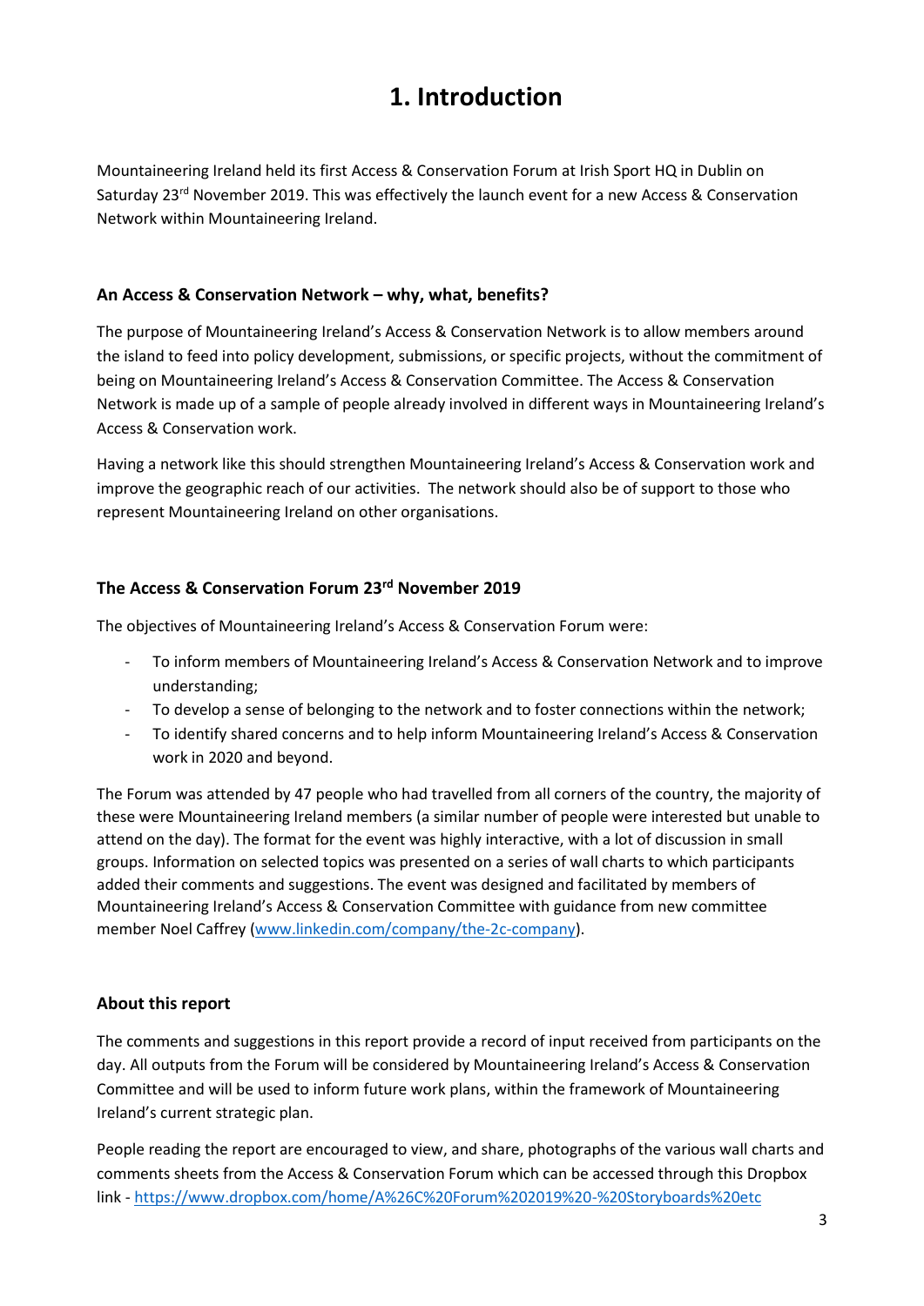# 1. Introduction

Mountaineering Ireland held its first Access & Conservation Forum at Irish Sport HQ in Dublin on Saturday 23rd November 2019. This was effectively the launch event for a new Access & Conservation Network within Mountaineering Ireland.

### An Access & Conservation Network – why, what, benefits?

The purpose of Mountaineering Ireland's Access & Conservation Network is to allow members around the island to feed into policy development, submissions, or specific projects, without the commitment of being on Mountaineering Ireland's Access & Conservation Committee. The Access & Conservation Network is made up of a sample of people already involved in different ways in Mountaineering Ireland's Access & Conservation work.

Having a network like this should strengthen Mountaineering Ireland's Access & Conservation work and improve the geographic reach of our activities. The network should also be of support to those who represent Mountaineering Ireland on other organisations.

### The Access & Conservation Forum 23rd November 2019

The objectives of Mountaineering Ireland's Access & Conservation Forum were:

- To inform members of Mountaineering Ireland's Access & Conservation Network and to improve understanding;
- To develop a sense of belonging to the network and to foster connections within the network;
- To identify shared concerns and to help inform Mountaineering Ireland's Access & Conservation work in 2020 and beyond.

The Forum was attended by 47 people who had travelled from all corners of the country, the majority of these were Mountaineering Ireland members (a similar number of people were interested but unable to attend on the day). The format for the event was highly interactive, with a lot of discussion in small groups. Information on selected topics was presented on a series of wall charts to which participants added their comments and suggestions. The event was designed and facilitated by members of Mountaineering Ireland's Access & Conservation Committee with guidance from new committee member Noel Caffrey ([www.linkedin.com/company/the-2c-company](www.linkedin.com/company/the-2c-company)).

### About this report

The comments and suggestions in this report provide a record of input received from participants on the day. All outputs from the Forum will be considered by Mountaineering Ireland's Access & Conservation Committee and will be used to inform future work plans, within the framework of Mountaineering Ireland's current strategic plan.

People reading the report are encouraged to view, and share, photographs of the various wall charts and comments sheets from the Access & Conservation Forum which can be accessed through this Dropbox link - [https://www.dropbox.com/home/A%26C%20Forum%202019%20-%20Storyboards%20etc](https://www.dropbox.com/home/A%26C%20Forum%202019%20-%20Storyboards%20etc)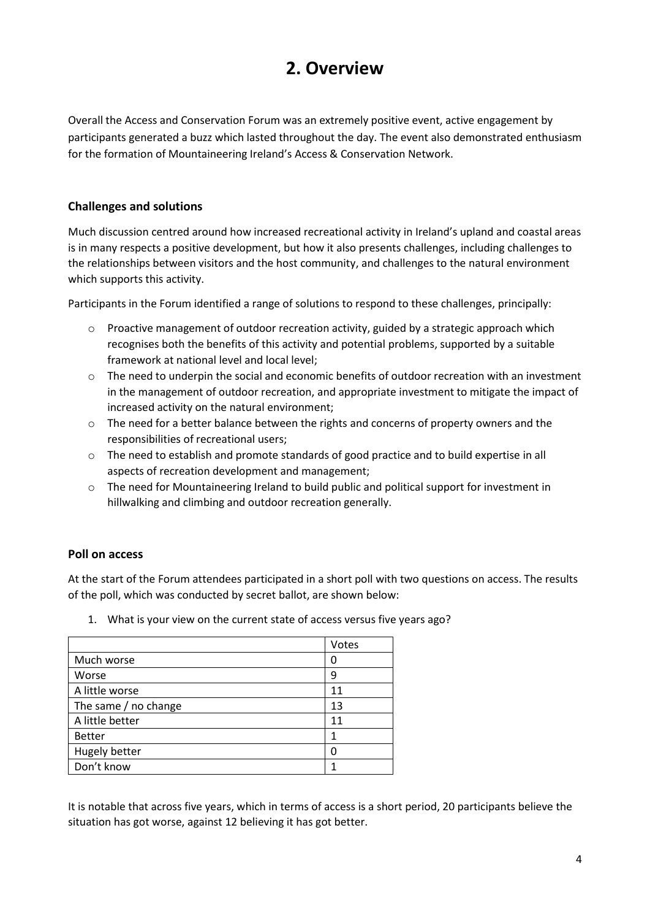# 2. Overview

Overall the Access and Conservation Forum was an extremely positive event, active engagement by participants generated a buzz which lasted throughout the day. The event also demonstrated enthusiasm for the formation of Mountaineering Ireland's Access & Conservation Network.

### Challenges and solutions

Much discussion centred around how increased recreational activity in Ireland's upland and coastal areas is in many respects a positive development, but how it also presents challenges, including challenges to the relationships between visitors and the host community, and challenges to the natural environment which supports this activity.

Participants in the Forum identified a range of solutions to respond to these challenges, principally:

- Proactive management of outdoor recreation activity, guided by a strategic approach which recognises both the benefits of this activity and potential problems, supported by a suitable framework at national level and local level;
- The need to underpin the social and economic benefits of outdoor recreation with an investment in the management of outdoor recreation, and appropriate investment to mitigate the impact of increased activity on the natural environment;
- The need for a better balance between the rights and concerns of property owners and the responsibilities of recreational users;
- The need to establish and promote standards of good practice and to build expertise in all aspects of recreation development and management;
- The need for Mountaineering Ireland to build public and political support for investment in hillwalking and climbing and outdoor recreation generally.

### Poll on access

At the start of the Forum attendees participated in a short poll with two questions on access. The results of the poll, which was conducted by secret ballot, are shown below:

1. What is your view on the current state of access versus five years ago?

| | Votes |
|---|---|
| Much worse | 0 |
| Worse | 9 |
| A little worse | 11 |
| The same / no change | 13 |
| A little better | 11 |
| Better | 1 |
| Hugely better | 0 |
| Don't know | 1 |

It is notable that across five years, which in terms of access is a short period, 20 participants believe the situation has got worse, against 12 believing it has got better.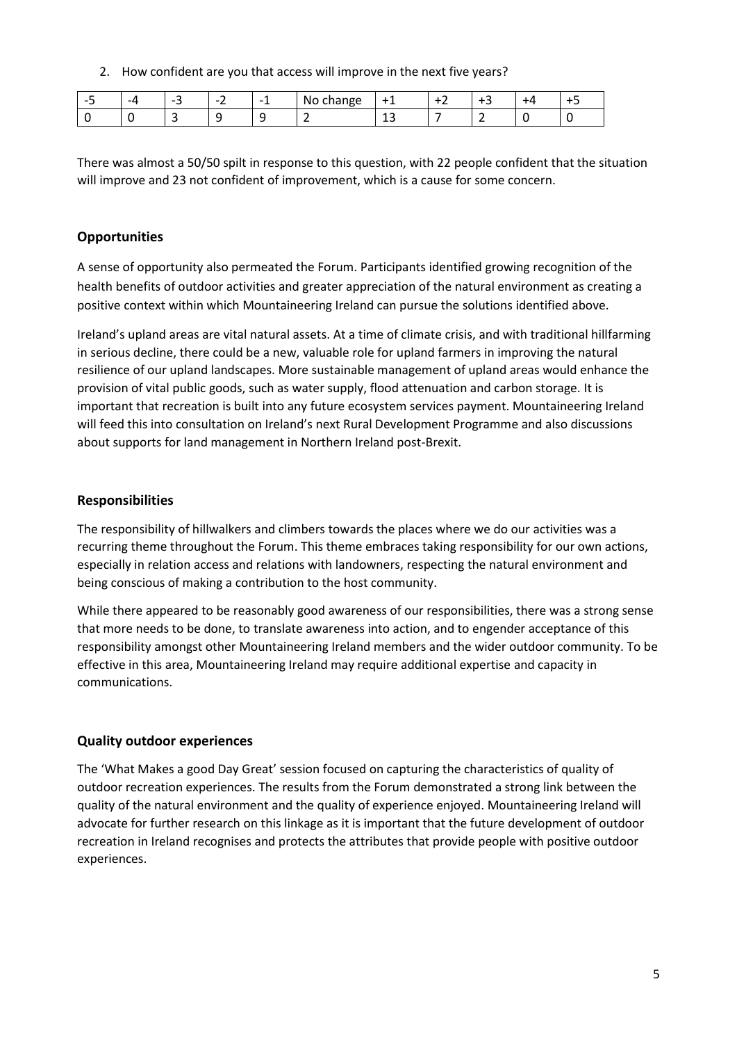2. How confident are you that access will improve in the next five years?

| -5 | -4 | -3 | -2 | -1 | No change | +1 | +2 | +3 | +4 | +5 |
|---|---|---|---|---|---|---|---|---|---|---|
| 0 | 0 | 3 | 9 | 9 | 2 | 13 | 7 | 2 | 0 | 0 |

There was almost a 50/50 spilt in response to this question, with 22 people confident that the situation will improve and 23 not confident of improvement, which is a cause for some concern.

### Opportunities

A sense of opportunity also permeated the Forum. Participants identified growing recognition of the health benefits of outdoor activities and greater appreciation of the natural environment as creating a positive context within which Mountaineering Ireland can pursue the solutions identified above.

Ireland's upland areas are vital natural assets. At a time of climate crisis, and with traditional hillfarming in serious decline, there could be a new, valuable role for upland farmers in improving the natural resilience of our upland landscapes. More sustainable management of upland areas would enhance the provision of vital public goods, such as water supply, flood attenuation and carbon storage. It is important that recreation is built into any future ecosystem services payment. Mountaineering Ireland will feed this into consultation on Ireland's next Rural Development Programme and also discussions about supports for land management in Northern Ireland post-Brexit.

### Responsibilities

The responsibility of hillwalkers and climbers towards the places where we do our activities was a recurring theme throughout the Forum. This theme embraces taking responsibility for our own actions, especially in relation access and relations with landowners, respecting the natural environment and being conscious of making a contribution to the host community.

While there appeared to be reasonably good awareness of our responsibilities, there was a strong sense that more needs to be done, to translate awareness into action, and to engender acceptance of this responsibility amongst other Mountaineering Ireland members and the wider outdoor community. To be effective in this area, Mountaineering Ireland may require additional expertise and capacity in communications.

### Quality outdoor experiences

The 'What Makes a good Day Great' session focused on capturing the characteristics of quality of outdoor recreation experiences. The results from the Forum demonstrated a strong link between the quality of the natural environment and the quality of experience enjoyed. Mountaineering Ireland will advocate for further research on this linkage as it is important that the future development of outdoor recreation in Ireland recognises and protects the attributes that provide people with positive outdoor experiences.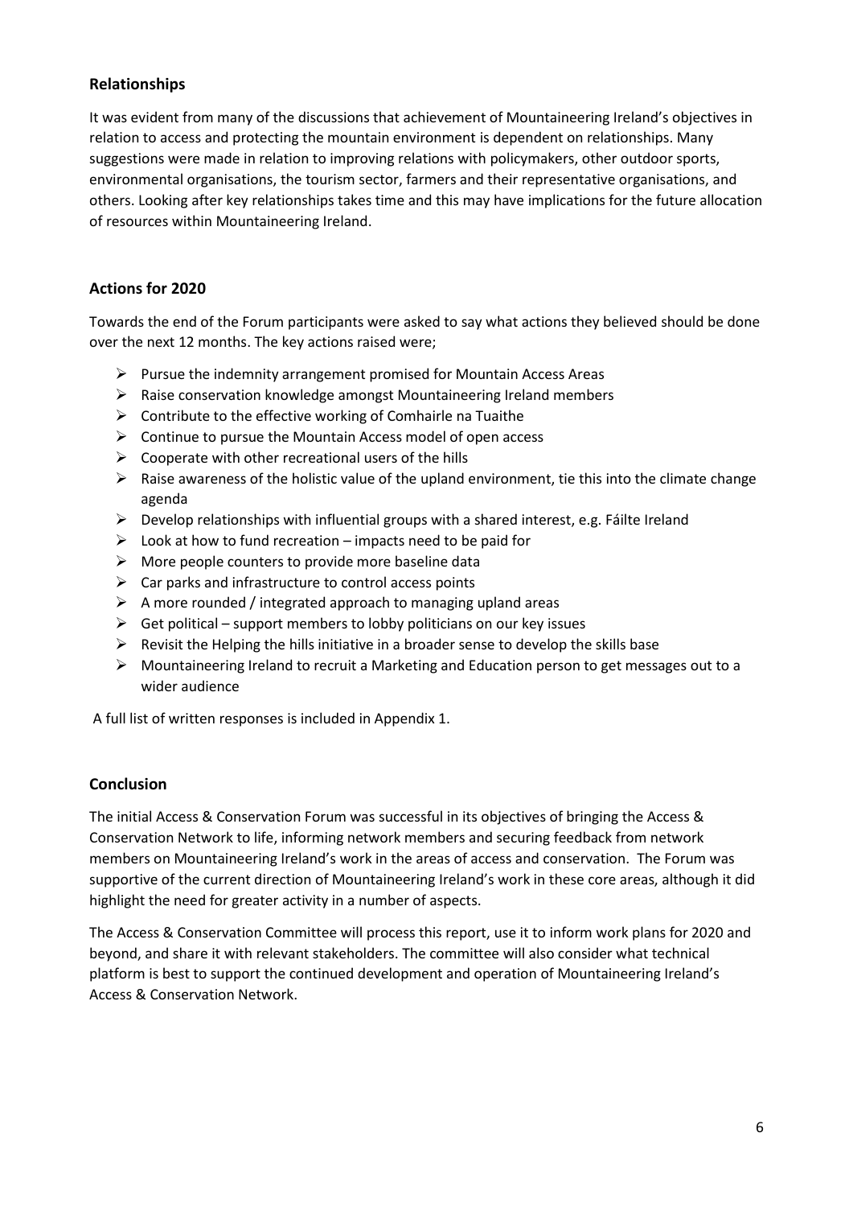## Relationships

It was evident from many of the discussions that achievement of Mountaineering Ireland's objectives in relation to access and protecting the mountain environment is dependent on relationships. Many suggestions were made in relation to improving relations with policymakers, other outdoor sports, environmental organisations, the tourism sector, farmers and their representative organisations, and others. Looking after key relationships takes time and this may have implications for the future allocation of resources within Mountaineering Ireland.

## Actions for 2020

Towards the end of the Forum participants were asked to say what actions they believed should be done over the next 12 months. The key actions raised were;

- Pursue the indemnity arrangement promised for Mountain Access Areas
- Raise conservation knowledge amongst Mountaineering Ireland members
- Contribute to the effective working of Comhairle na Tuaithe
- Continue to pursue the Mountain Access model of open access
- Cooperate with other recreational users of the hills
- Raise awareness of the holistic value of the upland environment, tie this into the climate change agenda
- Develop relationships with influential groups with a shared interest, e.g. Fáilte Ireland
- Look at how to fund recreation – impacts need to be paid for
- More people counters to provide more baseline data
- Car parks and infrastructure to control access points
- A more rounded / integrated approach to managing upland areas
- Get political – support members to lobby politicians on our key issues
- Revisit the Helping the hills initiative in a broader sense to develop the skills base
- Mountaineering Ireland to recruit a Marketing and Education person to get messages out to a wider audience

A full list of written responses is included in Appendix 1.

## Conclusion

The initial Access & Conservation Forum was successful in its objectives of bringing the Access & Conservation Network to life, informing network members and securing feedback from network members on Mountaineering Ireland's work in the areas of access and conservation. The Forum was supportive of the current direction of Mountaineering Ireland's work in these core areas, although it did highlight the need for greater activity in a number of aspects.

The Access & Conservation Committee will process this report, use it to inform work plans for 2020 and beyond, and share it with relevant stakeholders. The committee will also consider what technical platform is best to support the continued development and operation of Mountaineering Ireland's Access & Conservation Network.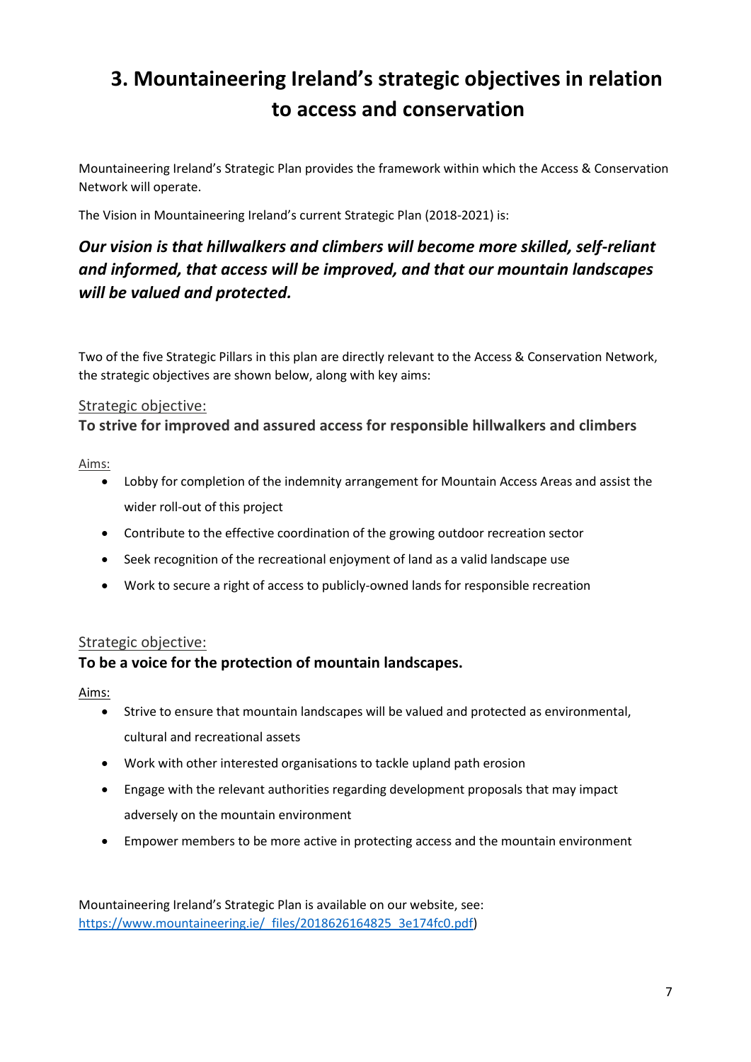# 3. Mountaineering Ireland's strategic objectives in relation to access and conservation

Mountaineering Ireland's Strategic Plan provides the framework within which the Access & Conservation Network will operate.

The Vision in Mountaineering Ireland's current Strategic Plan (2018-2021) is:

***Our vision is that hillwalkers and climbers will become more skilled, self-reliant and informed, that access will be improved, and that our mountain landscapes will be valued and protected.***

Two of the five Strategic Pillars in this plan are directly relevant to the Access & Conservation Network, the strategic objectives are shown below, along with key aims:

Strategic objective:

**To strive for improved and assured access for responsible hillwalkers and climbers**

Aims:

- Lobby for completion of the indemnity arrangement for Mountain Access Areas and assist the wider roll-out of this project
- Contribute to the effective coordination of the growing outdoor recreation sector
- Seek recognition of the recreational enjoyment of land as a valid landscape use
- Work to secure a right of access to publicly-owned lands for responsible recreation

Strategic objective:

**To be a voice for the protection of mountain landscapes.**

Aims:

- Strive to ensure that mountain landscapes will be valued and protected as environmental, cultural and recreational assets
- Work with other interested organisations to tackle upland path erosion
- Engage with the relevant authorities regarding development proposals that may impact adversely on the mountain environment
- Empower members to be more active in protecting access and the mountain environment

Mountaineering Ireland's Strategic Plan is available on our website, see: https://www.mountaineering.ie/_files/2018626164825_3e174fc0.pdf)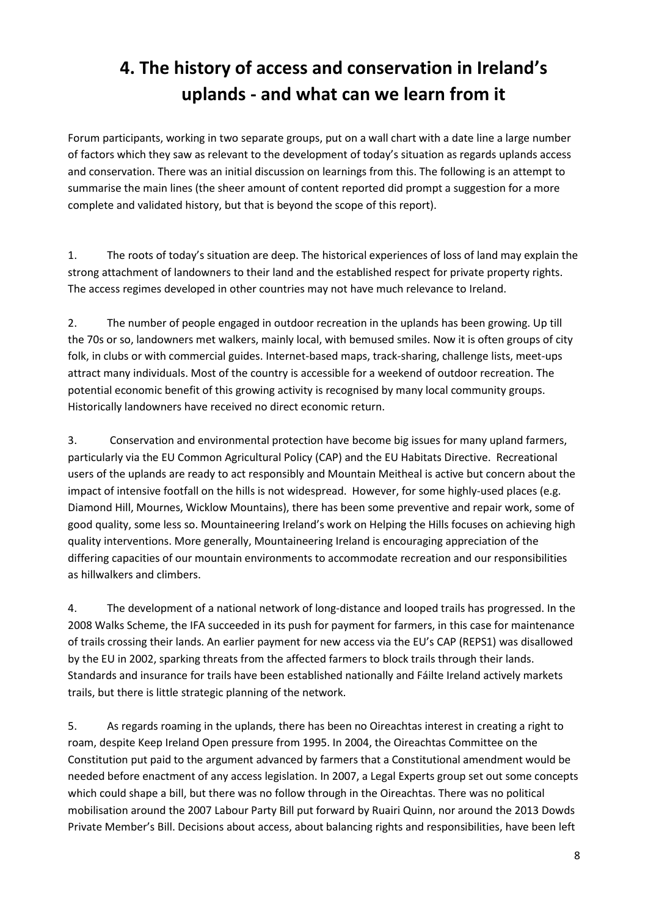# 4. The history of access and conservation in Ireland's uplands - and what can we learn from it

Forum participants, working in two separate groups, put on a wall chart with a date line a large number of factors which they saw as relevant to the development of today's situation as regards uplands access and conservation. There was an initial discussion on learnings from this. The following is an attempt to summarise the main lines (the sheer amount of content reported did prompt a suggestion for a more complete and validated history, but that is beyond the scope of this report).

1. The roots of today's situation are deep. The historical experiences of loss of land may explain the strong attachment of landowners to their land and the established respect for private property rights. The access regimes developed in other countries may not have much relevance to Ireland.

2. The number of people engaged in outdoor recreation in the uplands has been growing. Up till the 70s or so, landowners met walkers, mainly local, with bemused smiles. Now it is often groups of city folk, in clubs or with commercial guides. Internet-based maps, track-sharing, challenge lists, meet-ups attract many individuals. Most of the country is accessible for a weekend of outdoor recreation. The potential economic benefit of this growing activity is recognised by many local community groups. Historically landowners have received no direct economic return.

3. Conservation and environmental protection have become big issues for many upland farmers, particularly via the EU Common Agricultural Policy (CAP) and the EU Habitats Directive. Recreational users of the uplands are ready to act responsibly and Mountain Meitheal is active but concern about the impact of intensive footfall on the hills is not widespread. However, for some highly-used places (e.g. Diamond Hill, Mournes, Wicklow Mountains), there has been some preventive and repair work, some of good quality, some less so. Mountaineering Ireland's work on Helping the Hills focuses on achieving high quality interventions. More generally, Mountaineering Ireland is encouraging appreciation of the differing capacities of our mountain environments to accommodate recreation and our responsibilities as hillwalkers and climbers.

4. The development of a national network of long-distance and looped trails has progressed. In the 2008 Walks Scheme, the IFA succeeded in its push for payment for farmers, in this case for maintenance of trails crossing their lands. An earlier payment for new access via the EU's CAP (REPS1) was disallowed by the EU in 2002, sparking threats from the affected farmers to block trails through their lands. Standards and insurance for trails have been established nationally and Fáilte Ireland actively markets trails, but there is little strategic planning of the network.

5. As regards roaming in the uplands, there has been no Oireachtas interest in creating a right to roam, despite Keep Ireland Open pressure from 1995. In 2004, the Oireachtas Committee on the Constitution put paid to the argument advanced by farmers that a Constitutional amendment would be needed before enactment of any access legislation. In 2007, a Legal Experts group set out some concepts which could shape a bill, but there was no follow through in the Oireachtas. There was no political mobilisation around the 2007 Labour Party Bill put forward by Ruairi Quinn, nor around the 2013 Dowds Private Member's Bill. Decisions about access, about balancing rights and responsibilities, have been left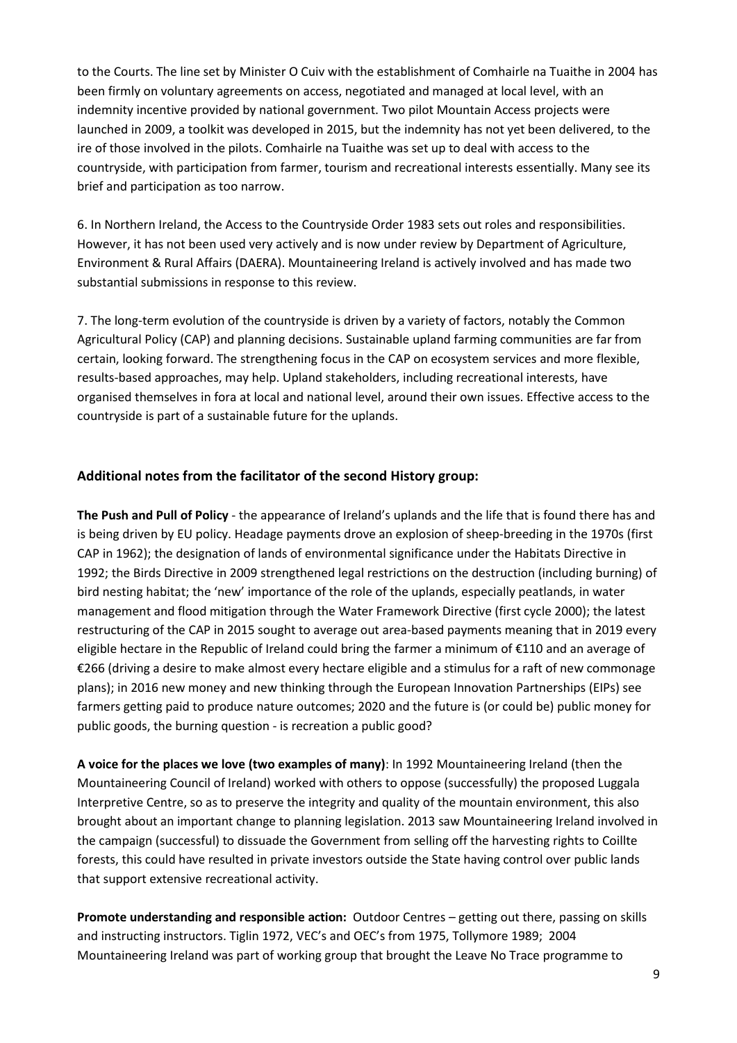to the Courts. The line set by Minister O Cuiv with the establishment of Comhairle na Tuaithe in 2004 has been firmly on voluntary agreements on access, negotiated and managed at local level, with an indemnity incentive provided by national government. Two pilot Mountain Access projects were launched in 2009, a toolkit was developed in 2015, but the indemnity has not yet been delivered, to the ire of those involved in the pilots. Comhairle na Tuaithe was set up to deal with access to the countryside, with participation from farmer, tourism and recreational interests essentially. Many see its brief and participation as too narrow.

6. In Northern Ireland, the Access to the Countryside Order 1983 sets out roles and responsibilities. However, it has not been used very actively and is now under review by Department of Agriculture, Environment & Rural Affairs (DAERA). Mountaineering Ireland is actively involved and has made two substantial submissions in response to this review.

7. The long-term evolution of the countryside is driven by a variety of factors, notably the Common Agricultural Policy (CAP) and planning decisions. Sustainable upland farming communities are far from certain, looking forward. The strengthening focus in the CAP on ecosystem services and more flexible, results-based approaches, may help. Upland stakeholders, including recreational interests, have organised themselves in fora at local and national level, around their own issues. Effective access to the countryside is part of a sustainable future for the uplands.

### Additional notes from the facilitator of the second History group:

**The Push and Pull of Policy** - the appearance of Ireland's uplands and the life that is found there has and is being driven by EU policy. Headage payments drove an explosion of sheep-breeding in the 1970s (first CAP in 1962); the designation of lands of environmental significance under the Habitats Directive in 1992; the Birds Directive in 2009 strengthened legal restrictions on the destruction (including burning) of bird nesting habitat; the 'new' importance of the role of the uplands, especially peatlands, in water management and flood mitigation through the Water Framework Directive (first cycle 2000); the latest restructuring of the CAP in 2015 sought to average out area-based payments meaning that in 2019 every eligible hectare in the Republic of Ireland could bring the farmer a minimum of €110 and an average of €266 (driving a desire to make almost every hectare eligible and a stimulus for a raft of new commonage plans); in 2016 new money and new thinking through the European Innovation Partnerships (EIPs) see farmers getting paid to produce nature outcomes; 2020 and the future is (or could be) public money for public goods, the burning question - is recreation a public good?

**A voice for the places we love (two examples of many)**: In 1992 Mountaineering Ireland (then the Mountaineering Council of Ireland) worked with others to oppose (successfully) the proposed Luggala Interpretive Centre, so as to preserve the integrity and quality of the mountain environment, this also brought about an important change to planning legislation. 2013 saw Mountaineering Ireland involved in the campaign (successful) to dissuade the Government from selling off the harvesting rights to Coillte forests, this could have resulted in private investors outside the State having control over public lands that support extensive recreational activity.

**Promote understanding and responsible action:** Outdoor Centres – getting out there, passing on skills and instructing instructors. Tiglin 1972, VEC's and OEC's from 1975, Tollymore 1989; 2004 Mountaineering Ireland was part of working group that brought the Leave No Trace programme to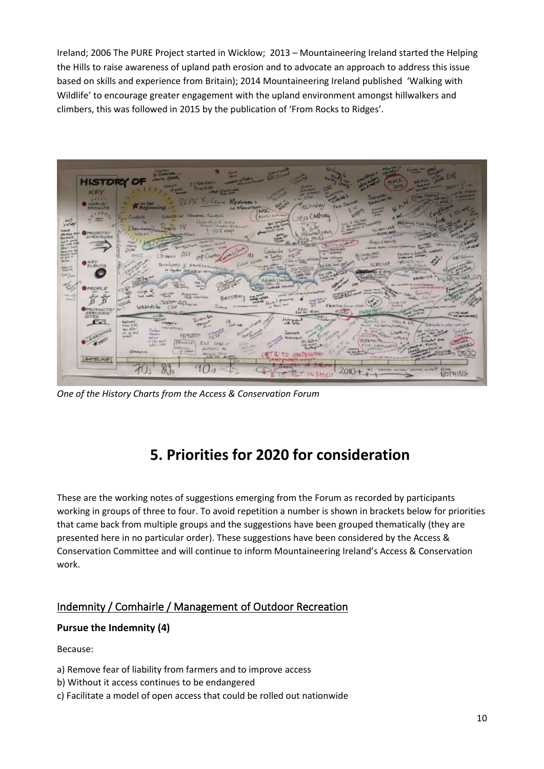Ireland; 2006 The PURE Project started in Wicklow; 2013 – Mountaineering Ireland started the Helping the Hills to raise awareness of upland path erosion and to advocate an approach to address this issue based on skills and experience from Britain); 2014 Mountaineering Ireland published 'Walking with Wildlife' to encourage greater engagement with the upland environment amongst hillwalkers and climbers, this was followed in 2015 by the publication of 'From Rocks to Ridges'.

*One of the History Charts from the Access & Conservation Forum*

# 5. Priorities for 2020 for consideration

These are the working notes of suggestions emerging from the Forum as recorded by participants working in groups of three to four. To avoid repetition a number is shown in brackets below for priorities that came back from multiple groups and the suggestions have been grouped thematically (they are presented here in no particular order). These suggestions have been considered by the Access & Conservation Committee and will continue to inform Mountaineering Ireland's Access & Conservation work.

## Indemnity / Comhairle / Management of Outdoor Recreation

**Pursue the Indemnity (4)**

Because:

a) Remove fear of liability from farmers and to improve access
b) Without it access continues to be endangered
c) Facilitate a model of open access that could be rolled out nationwide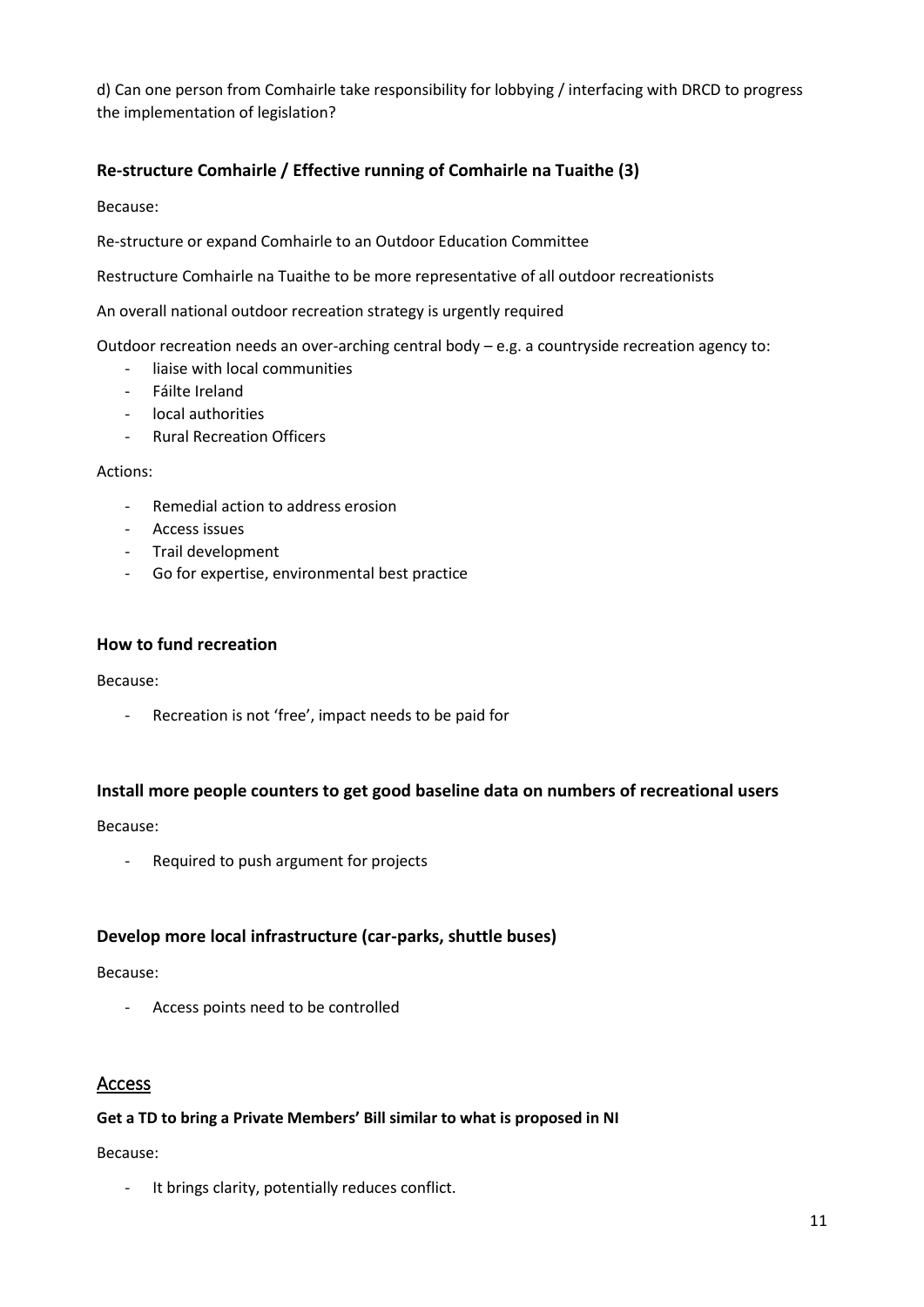d) Can one person from Comhairle take responsibility for lobbying / interfacing with DRCD to progress the implementation of legislation?

### Re-structure Comhairle / Effective running of Comhairle na Tuaithe (3)

Because:

Re-structure or expand Comhairle to an Outdoor Education Committee

Restructure Comhairle na Tuaithe to be more representative of all outdoor recreationists

An overall national outdoor recreation strategy is urgently required

Outdoor recreation needs an over-arching central body – e.g. a countryside recreation agency to:

- liaise with local communities
- Fáilte Ireland
- local authorities
- Rural Recreation Officers

Actions:

- Remedial action to address erosion
- Access issues
- Trail development
- Go for expertise, environmental best practice

### How to fund recreation

Because:

- Recreation is not 'free', impact needs to be paid for

### Install more people counters to get good baseline data on numbers of recreational users

Because:

- Required to push argument for projects

### Develop more local infrastructure (car-parks, shuttle buses)

Because:

- Access points need to be controlled

## Access

**Get a TD to bring a Private Members' Bill similar to what is proposed in NI**

Because:

- It brings clarity, potentially reduces conflict.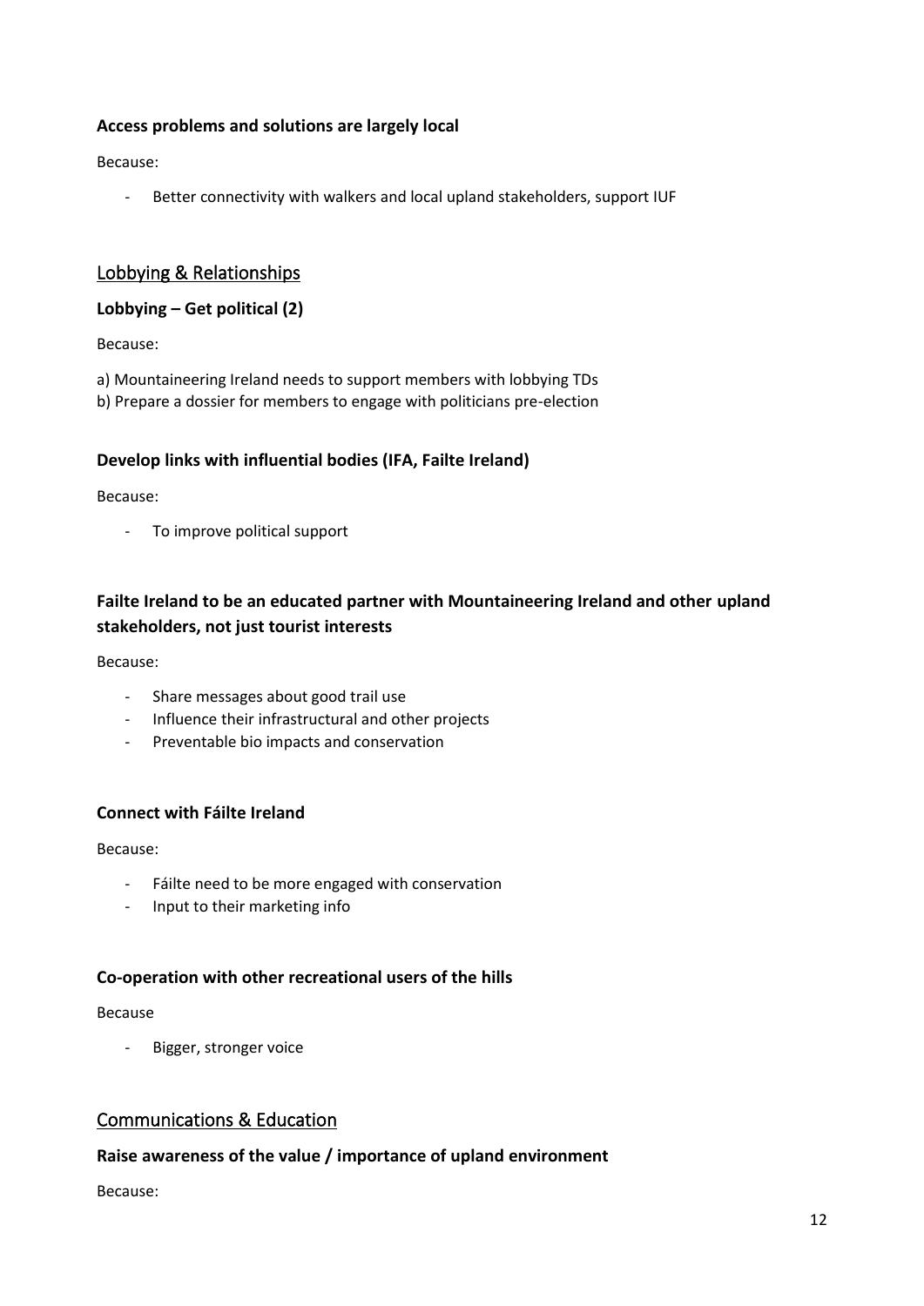**Access problems and solutions are largely local**

Because:

- Better connectivity with walkers and local upland stakeholders, support IUF

## Lobbying & Relationships

**Lobbying – Get political (2)**

Because:

a) Mountaineering Ireland needs to support members with lobbying TDs
b) Prepare a dossier for members to engage with politicians pre-election

**Develop links with influential bodies (IFA, Failte Ireland)**

Because:

- To improve political support

**Failte Ireland to be an educated partner with Mountaineering Ireland and other upland stakeholders, not just tourist interests**

Because:

- Share messages about good trail use
- Influence their infrastructural and other projects
- Preventable bio impacts and conservation

**Connect with Fáilte Ireland**

Because:

- Fáilte need to be more engaged with conservation
- Input to their marketing info

**Co-operation with other recreational users of the hills**

Because

- Bigger, stronger voice

## Communications & Education

**Raise awareness of the value / importance of upland environment**

Because: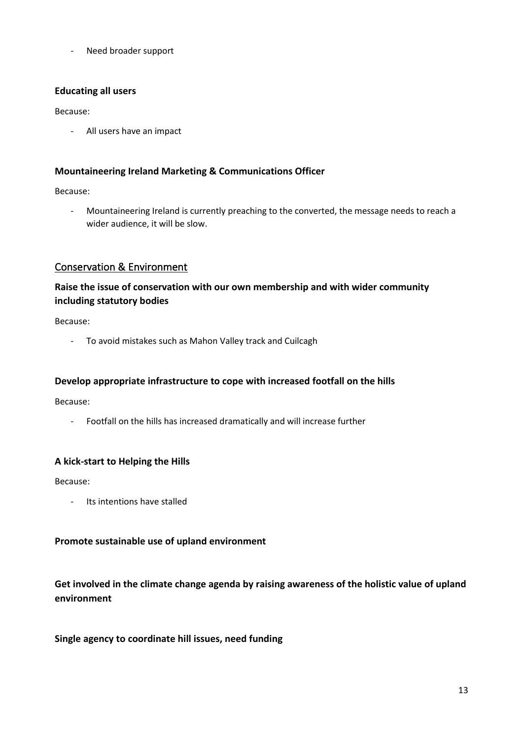- Need broader support

**Educating all users**

Because:

- All users have an impact

**Mountaineering Ireland Marketing & Communications Officer**

Because:

- Mountaineering Ireland is currently preaching to the converted, the message needs to reach a wider audience, it will be slow.

## Conservation & Environment

### Raise the issue of conservation with our own membership and with wider community including statutory bodies

Because:

- To avoid mistakes such as Mahon Valley track and Cuilcagh

**Develop appropriate infrastructure to cope with increased footfall on the hills**

Because:

- Footfall on the hills has increased dramatically and will increase further

**A kick-start to Helping the Hills**

Because:

- Its intentions have stalled

**Promote sustainable use of upland environment**

**Get involved in the climate change agenda by raising awareness of the holistic value of upland environment**

**Single agency to coordinate hill issues, need funding**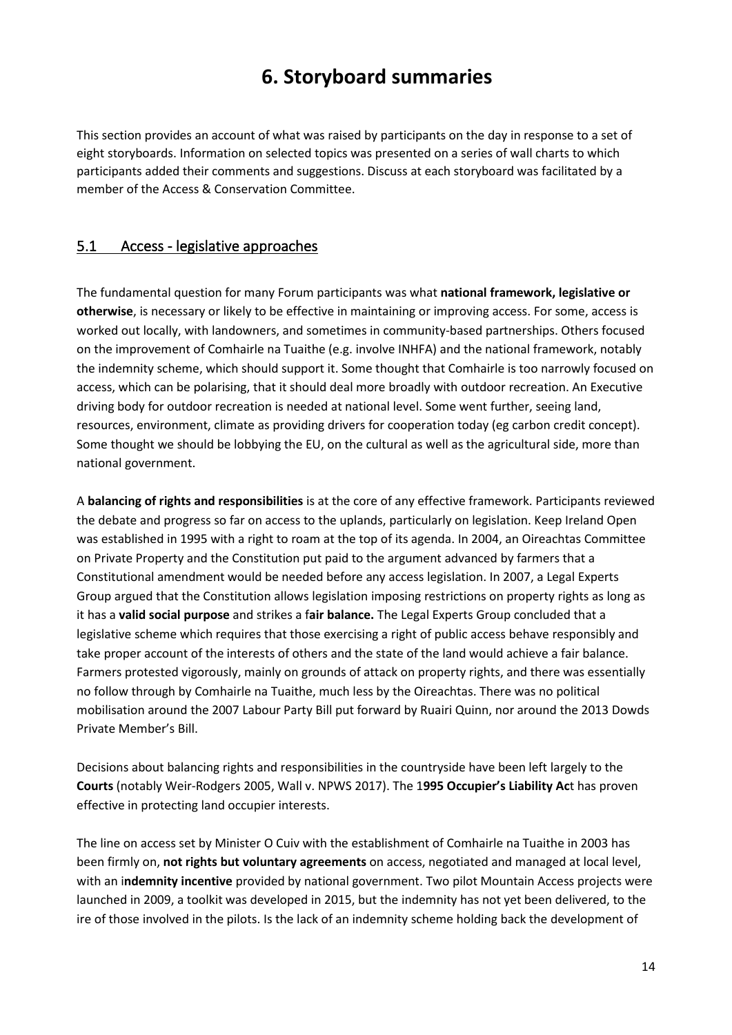# 6. Storyboard summaries

This section provides an account of what was raised by participants on the day in response to a set of eight storyboards. Information on selected topics was presented on a series of wall charts to which participants added their comments and suggestions. Discuss at each storyboard was facilitated by a member of the Access & Conservation Committee.

## 5.1 Access - legislative approaches

The fundamental question for many Forum participants was what **national framework, legislative or otherwise**, is necessary or likely to be effective in maintaining or improving access. For some, access is worked out locally, with landowners, and sometimes in community-based partnerships. Others focused on the improvement of Comhairle na Tuaithe (e.g. involve INHFA) and the national framework, notably the indemnity scheme, which should support it. Some thought that Comhairle is too narrowly focused on access, which can be polarising, that it should deal more broadly with outdoor recreation. An Executive driving body for outdoor recreation is needed at national level. Some went further, seeing land, resources, environment, climate as providing drivers for cooperation today (eg carbon credit concept). Some thought we should be lobbying the EU, on the cultural as well as the agricultural side, more than national government.

A **balancing of rights and responsibilities** is at the core of any effective framework. Participants reviewed the debate and progress so far on access to the uplands, particularly on legislation. Keep Ireland Open was established in 1995 with a right to roam at the top of its agenda. In 2004, an Oireachtas Committee on Private Property and the Constitution put paid to the argument advanced by farmers that a Constitutional amendment would be needed before any access legislation. In 2007, a Legal Experts Group argued that the Constitution allows legislation imposing restrictions on property rights as long as it has a **valid social purpose** and strikes a f**air balance.** The Legal Experts Group concluded that a legislative scheme which requires that those exercising a right of public access behave responsibly and take proper account of the interests of others and the state of the land would achieve a fair balance. Farmers protested vigorously, mainly on grounds of attack on property rights, and there was essentially no follow through by Comhairle na Tuaithe, much less by the Oireachtas. There was no political mobilisation around the 2007 Labour Party Bill put forward by Ruairi Quinn, nor around the 2013 Dowds Private Member's Bill.

Decisions about balancing rights and responsibilities in the countryside have been left largely to the **Courts** (notably Weir-Rodgers 2005, Wall v. NPWS 2017). The 1**995 Occupier's Liability Ac**t has proven effective in protecting land occupier interests.

The line on access set by Minister O Cuiv with the establishment of Comhairle na Tuaithe in 2003 has been firmly on, **not rights but voluntary agreements** on access, negotiated and managed at local level, with an i**ndemnity incentive** provided by national government. Two pilot Mountain Access projects were launched in 2009, a toolkit was developed in 2015, but the indemnity has not yet been delivered, to the ire of those involved in the pilots. Is the lack of an indemnity scheme holding back the development of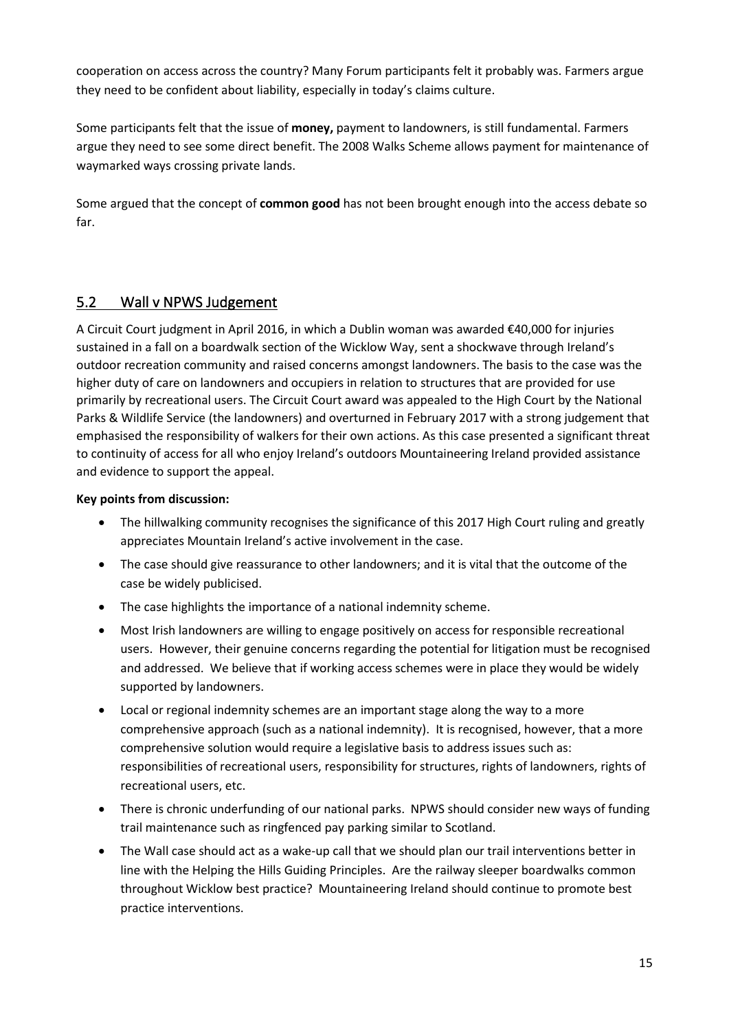cooperation on access across the country? Many Forum participants felt it probably was. Farmers argue they need to be confident about liability, especially in today's claims culture.

Some participants felt that the issue of **money,** payment to landowners, is still fundamental. Farmers argue they need to see some direct benefit. The 2008 Walks Scheme allows payment for maintenance of waymarked ways crossing private lands.

Some argued that the concept of **common good** has not been brought enough into the access debate so far.

## 5.2 Wall v NPWS Judgement

A Circuit Court judgment in April 2016, in which a Dublin woman was awarded €40,000 for injuries sustained in a fall on a boardwalk section of the Wicklow Way, sent a shockwave through Ireland's outdoor recreation community and raised concerns amongst landowners. The basis to the case was the higher duty of care on landowners and occupiers in relation to structures that are provided for use primarily by recreational users. The Circuit Court award was appealed to the High Court by the National Parks & Wildlife Service (the landowners) and overturned in February 2017 with a strong judgement that emphasised the responsibility of walkers for their own actions. As this case presented a significant threat to continuity of access for all who enjoy Ireland's outdoors Mountaineering Ireland provided assistance and evidence to support the appeal.

**Key points from discussion:**

- The hillwalking community recognises the significance of this 2017 High Court ruling and greatly appreciates Mountain Ireland's active involvement in the case.
- The case should give reassurance to other landowners; and it is vital that the outcome of the case be widely publicised.
- The case highlights the importance of a national indemnity scheme.
- Most Irish landowners are willing to engage positively on access for responsible recreational users. However, their genuine concerns regarding the potential for litigation must be recognised and addressed. We believe that if working access schemes were in place they would be widely supported by landowners.
- Local or regional indemnity schemes are an important stage along the way to a more comprehensive approach (such as a national indemnity). It is recognised, however, that a more comprehensive solution would require a legislative basis to address issues such as: responsibilities of recreational users, responsibility for structures, rights of landowners, rights of recreational users, etc.
- There is chronic underfunding of our national parks. NPWS should consider new ways of funding trail maintenance such as ringfenced pay parking similar to Scotland.
- The Wall case should act as a wake-up call that we should plan our trail interventions better in line with the Helping the Hills Guiding Principles. Are the railway sleeper boardwalks common throughout Wicklow best practice? Mountaineering Ireland should continue to promote best practice interventions.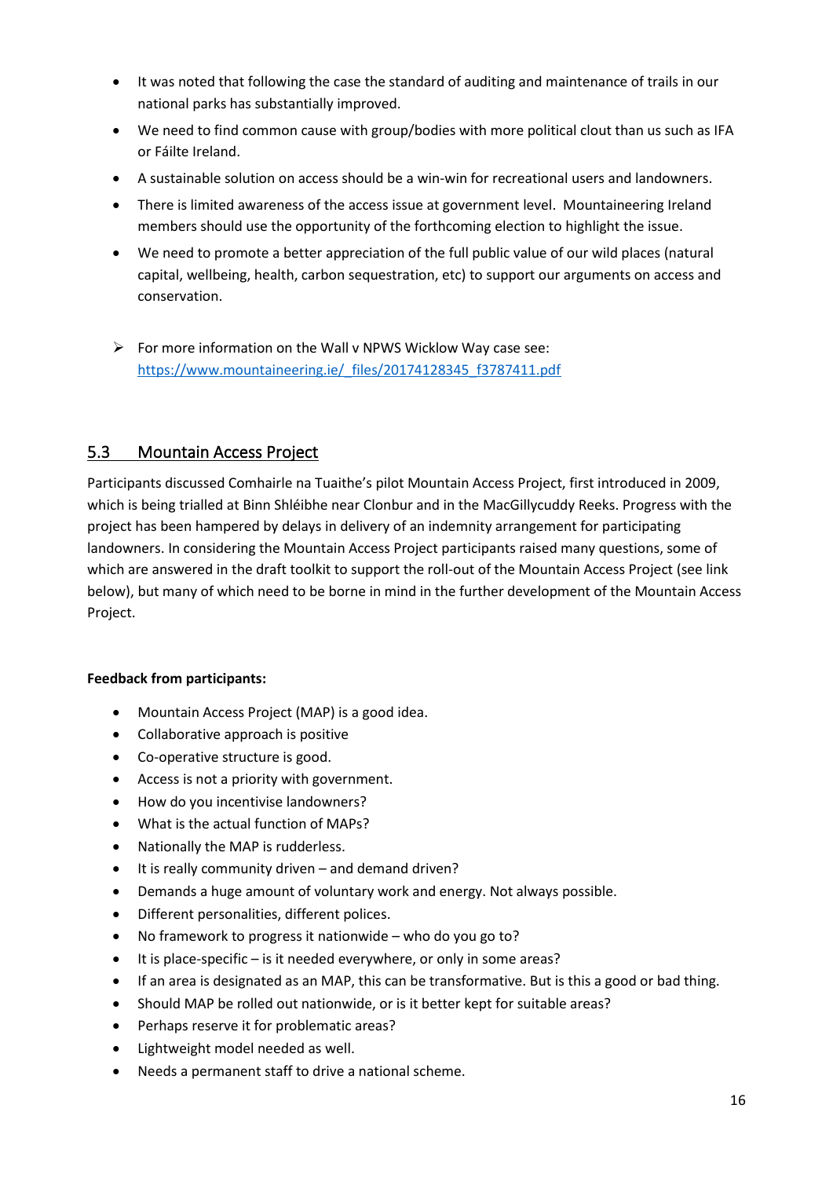- It was noted that following the case the standard of auditing and maintenance of trails in our national parks has substantially improved.
- We need to find common cause with group/bodies with more political clout than us such as IFA or Fáilte Ireland.
- A sustainable solution on access should be a win-win for recreational users and landowners.
- There is limited awareness of the access issue at government level. Mountaineering Ireland members should use the opportunity of the forthcoming election to highlight the issue.
- We need to promote a better appreciation of the full public value of our wild places (natural capital, wellbeing, health, carbon sequestration, etc) to support our arguments on access and conservation.

➢ For more information on the Wall v NPWS Wicklow Way case see: https://www.mountaineering.ie/_files/20174128345_f3787411.pdf

## 5.3 Mountain Access Project

Participants discussed Comhairle na Tuaithe's pilot Mountain Access Project, first introduced in 2009, which is being trialled at Binn Shléibhe near Clonbur and in the MacGillycuddy Reeks. Progress with the project has been hampered by delays in delivery of an indemnity arrangement for participating landowners. In considering the Mountain Access Project participants raised many questions, some of which are answered in the draft toolkit to support the roll-out of the Mountain Access Project (see link below), but many of which need to be borne in mind in the further development of the Mountain Access Project.

**Feedback from participants:**

- Mountain Access Project (MAP) is a good idea.
- Collaborative approach is positive
- Co-operative structure is good.
- Access is not a priority with government.
- How do you incentivise landowners?
- What is the actual function of MAPs?
- Nationally the MAP is rudderless.
- It is really community driven – and demand driven?
- Demands a huge amount of voluntary work and energy. Not always possible.
- Different personalities, different polices.
- No framework to progress it nationwide – who do you go to?
- It is place-specific – is it needed everywhere, or only in some areas?
- If an area is designated as an MAP, this can be transformative. But is this a good or bad thing.
- Should MAP be rolled out nationwide, or is it better kept for suitable areas?
- Perhaps reserve it for problematic areas?
- Lightweight model needed as well.
- Needs a permanent staff to drive a national scheme.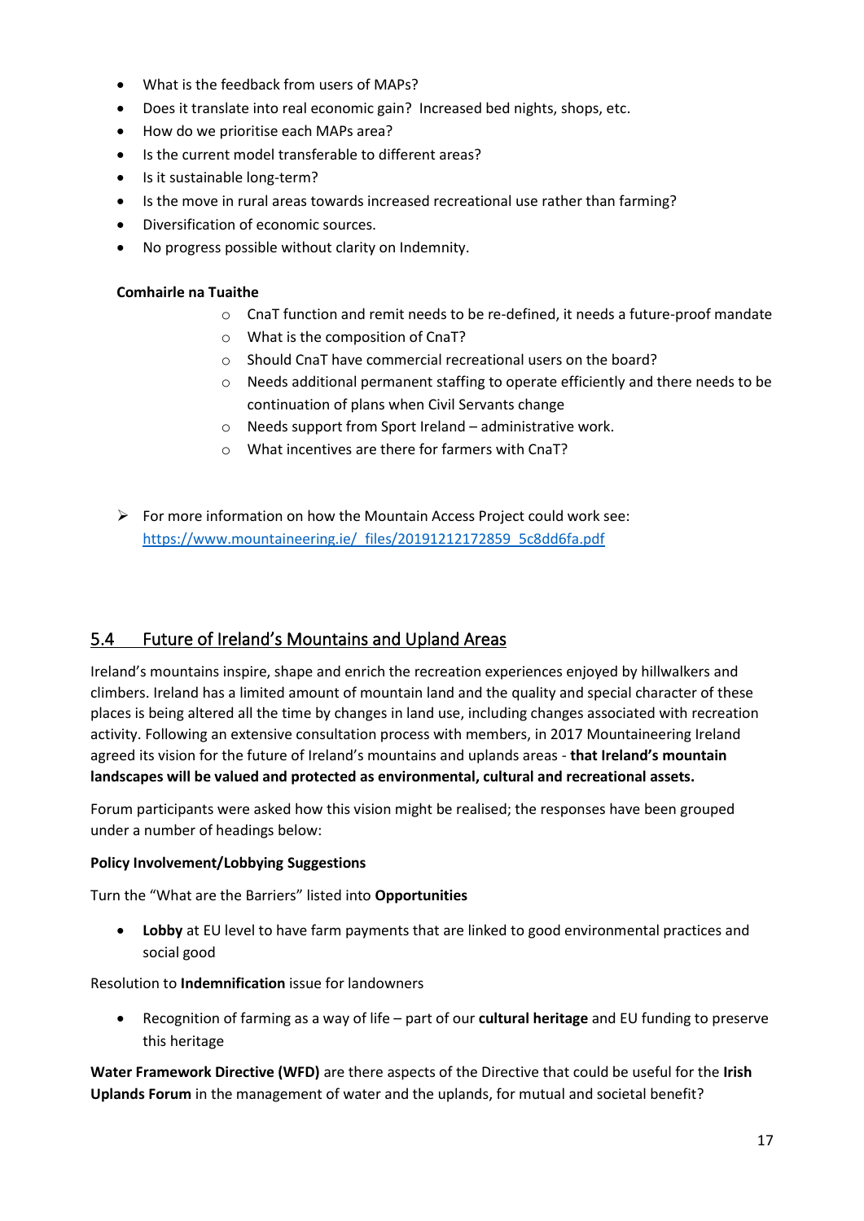- What is the feedback from users of MAPs?
- Does it translate into real economic gain? Increased bed nights, shops, etc.
- How do we prioritise each MAPs area?
- Is the current model transferable to different areas?
- Is it sustainable long-term?
- Is the move in rural areas towards increased recreational use rather than farming?
- Diversification of economic sources.
- No progress possible without clarity on Indemnity.

**Comhairle na Tuaithe**

- CnaT function and remit needs to be re-defined, it needs a future-proof mandate
- What is the composition of CnaT?
- Should CnaT have commercial recreational users on the board?
- Needs additional permanent staffing to operate efficiently and there needs to be continuation of plans when Civil Servants change
- Needs support from Sport Ireland – administrative work.
- What incentives are there for farmers with CnaT?

- For more information on how the Mountain Access Project could work see: [https://www.mountaineering.ie/_files/20191212172859_5c8dd6fa.pdf](https://www.mountaineering.ie/_files/20191212172859_5c8dd6fa.pdf)

## 5.4 Future of Ireland's Mountains and Upland Areas

Ireland's mountains inspire, shape and enrich the recreation experiences enjoyed by hillwalkers and climbers. Ireland has a limited amount of mountain land and the quality and special character of these places is being altered all the time by changes in land use, including changes associated with recreation activity. Following an extensive consultation process with members, in 2017 Mountaineering Ireland agreed its vision for the future of Ireland's mountains and uplands areas - **that Ireland's mountain landscapes will be valued and protected as environmental, cultural and recreational assets.**

Forum participants were asked how this vision might be realised; the responses have been grouped under a number of headings below:

**Policy Involvement/Lobbying Suggestions**

Turn the "What are the Barriers" listed into **Opportunities**

- **Lobby** at EU level to have farm payments that are linked to good environmental practices and social good

Resolution to **Indemnification** issue for landowners

- Recognition of farming as a way of life – part of our **cultural heritage** and EU funding to preserve this heritage

**Water Framework Directive (WFD)** are there aspects of the Directive that could be useful for the **Irish Uplands Forum** in the management of water and the uplands, for mutual and societal benefit?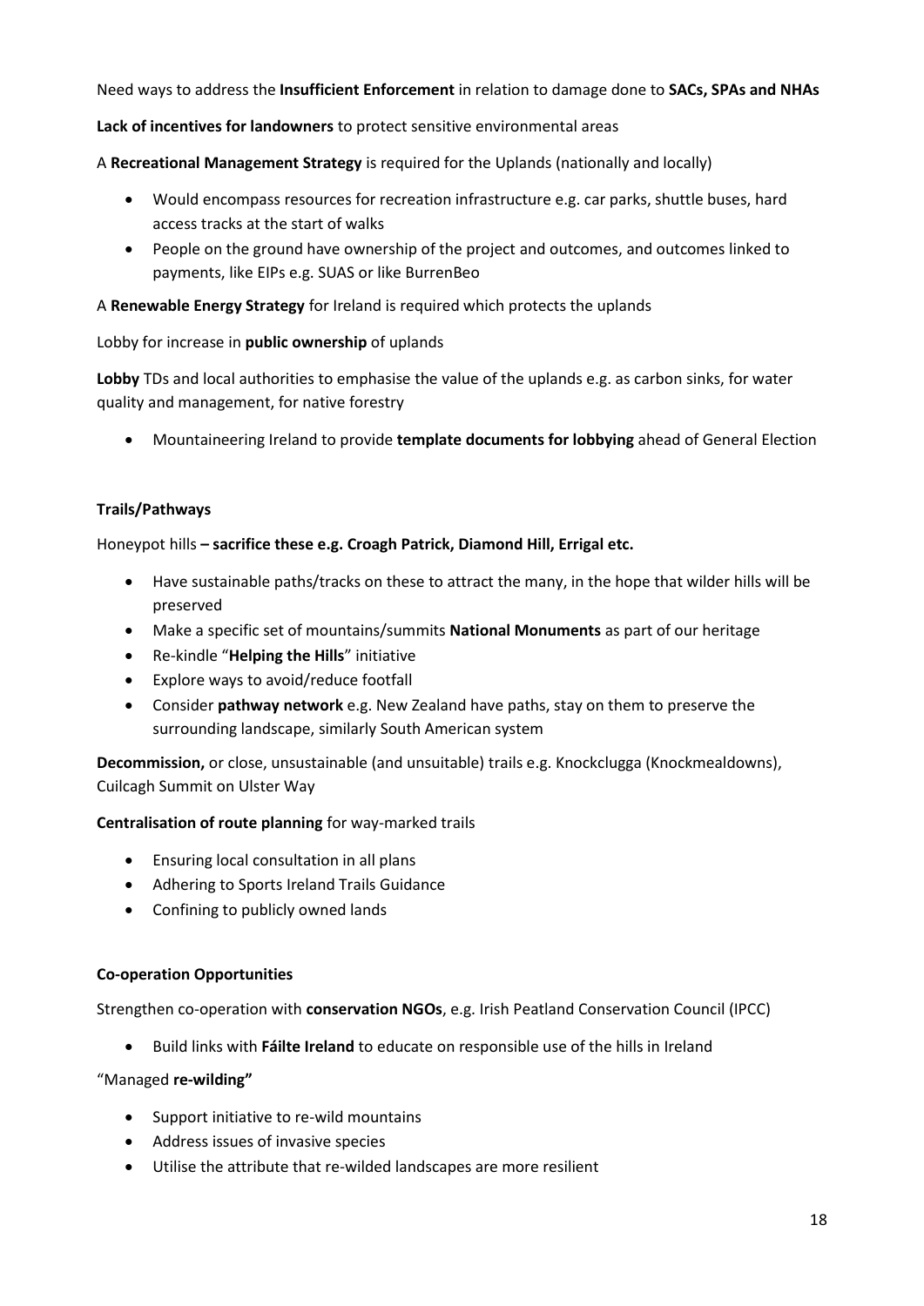Need ways to address the **Insufficient Enforcement** in relation to damage done to **SACs, SPAs and NHAs**

**Lack of incentives for landowners** to protect sensitive environmental areas

A **Recreational Management Strategy** is required for the Uplands (nationally and locally)

- Would encompass resources for recreation infrastructure e.g. car parks, shuttle buses, hard access tracks at the start of walks
- People on the ground have ownership of the project and outcomes, and outcomes linked to payments, like EIPs e.g. SUAS or like BurrenBeo

A **Renewable Energy Strategy** for Ireland is required which protects the uplands

Lobby for increase in **public ownership** of uplands

**Lobby** TDs and local authorities to emphasise the value of the uplands e.g. as carbon sinks, for water quality and management, for native forestry

- Mountaineering Ireland to provide **template documents for lobbying** ahead of General Election

**Trails/Pathways**

Honeypot hills **– sacrifice these e.g. Croagh Patrick, Diamond Hill, Errigal etc.**

- Have sustainable paths/tracks on these to attract the many, in the hope that wilder hills will be preserved
- Make a specific set of mountains/summits **National Monuments** as part of our heritage
- Re-kindle "**Helping the Hills**" initiative
- Explore ways to avoid/reduce footfall
- Consider **pathway network** e.g. New Zealand have paths, stay on them to preserve the surrounding landscape, similarly South American system

**Decommission,** or close, unsustainable (and unsuitable) trails e.g. Knockclugga (Knockmealdowns), Cuilcagh Summit on Ulster Way

**Centralisation of route planning** for way-marked trails

- Ensuring local consultation in all plans
- Adhering to Sports Ireland Trails Guidance
- Confining to publicly owned lands

**Co-operation Opportunities**

Strengthen co-operation with **conservation NGOs**, e.g. Irish Peatland Conservation Council (IPCC)

- Build links with **Fáilte Ireland** to educate on responsible use of the hills in Ireland

"Managed **re-wilding"**

- Support initiative to re-wild mountains
- Address issues of invasive species
- Utilise the attribute that re-wilded landscapes are more resilient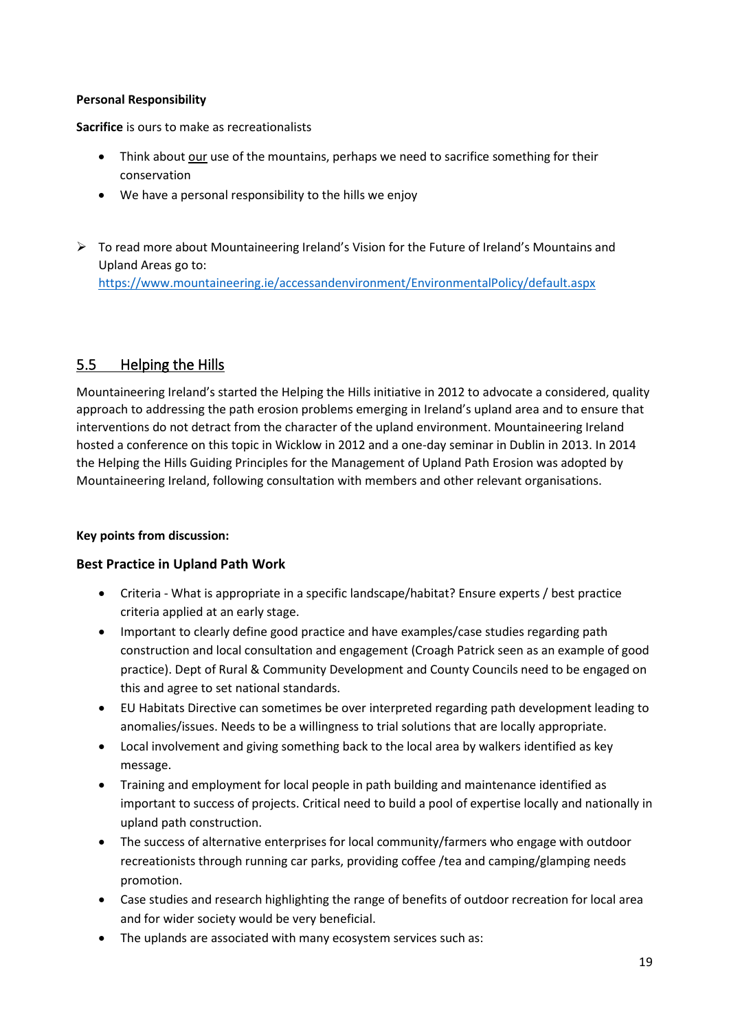**Personal Responsibility**

**Sacrifice** is ours to make as recreationalists

- Think about our use of the mountains, perhaps we need to sacrifice something for their conservation
- We have a personal responsibility to the hills we enjoy

➢ To read more about Mountaineering Ireland's Vision for the Future of Ireland's Mountains and Upland Areas go to: https://www.mountaineering.ie/accessandenvironment/EnvironmentalPolicy/default.aspx

## 5.5 Helping the Hills

Mountaineering Ireland's started the Helping the Hills initiative in 2012 to advocate a considered, quality approach to addressing the path erosion problems emerging in Ireland's upland area and to ensure that interventions do not detract from the character of the upland environment. Mountaineering Ireland hosted a conference on this topic in Wicklow in 2012 and a one-day seminar in Dublin in 2013. In 2014 the Helping the Hills Guiding Principles for the Management of Upland Path Erosion was adopted by Mountaineering Ireland, following consultation with members and other relevant organisations.

**Key points from discussion:**

### Best Practice in Upland Path Work

- Criteria - What is appropriate in a specific landscape/habitat? Ensure experts / best practice criteria applied at an early stage.
- Important to clearly define good practice and have examples/case studies regarding path construction and local consultation and engagement (Croagh Patrick seen as an example of good practice). Dept of Rural & Community Development and County Councils need to be engaged on this and agree to set national standards.
- EU Habitats Directive can sometimes be over interpreted regarding path development leading to anomalies/issues. Needs to be a willingness to trial solutions that are locally appropriate.
- Local involvement and giving something back to the local area by walkers identified as key message.
- Training and employment for local people in path building and maintenance identified as important to success of projects. Critical need to build a pool of expertise locally and nationally in upland path construction.
- The success of alternative enterprises for local community/farmers who engage with outdoor recreationists through running car parks, providing coffee /tea and camping/glamping needs promotion.
- Case studies and research highlighting the range of benefits of outdoor recreation for local area and for wider society would be very beneficial.
- The uplands are associated with many ecosystem services such as: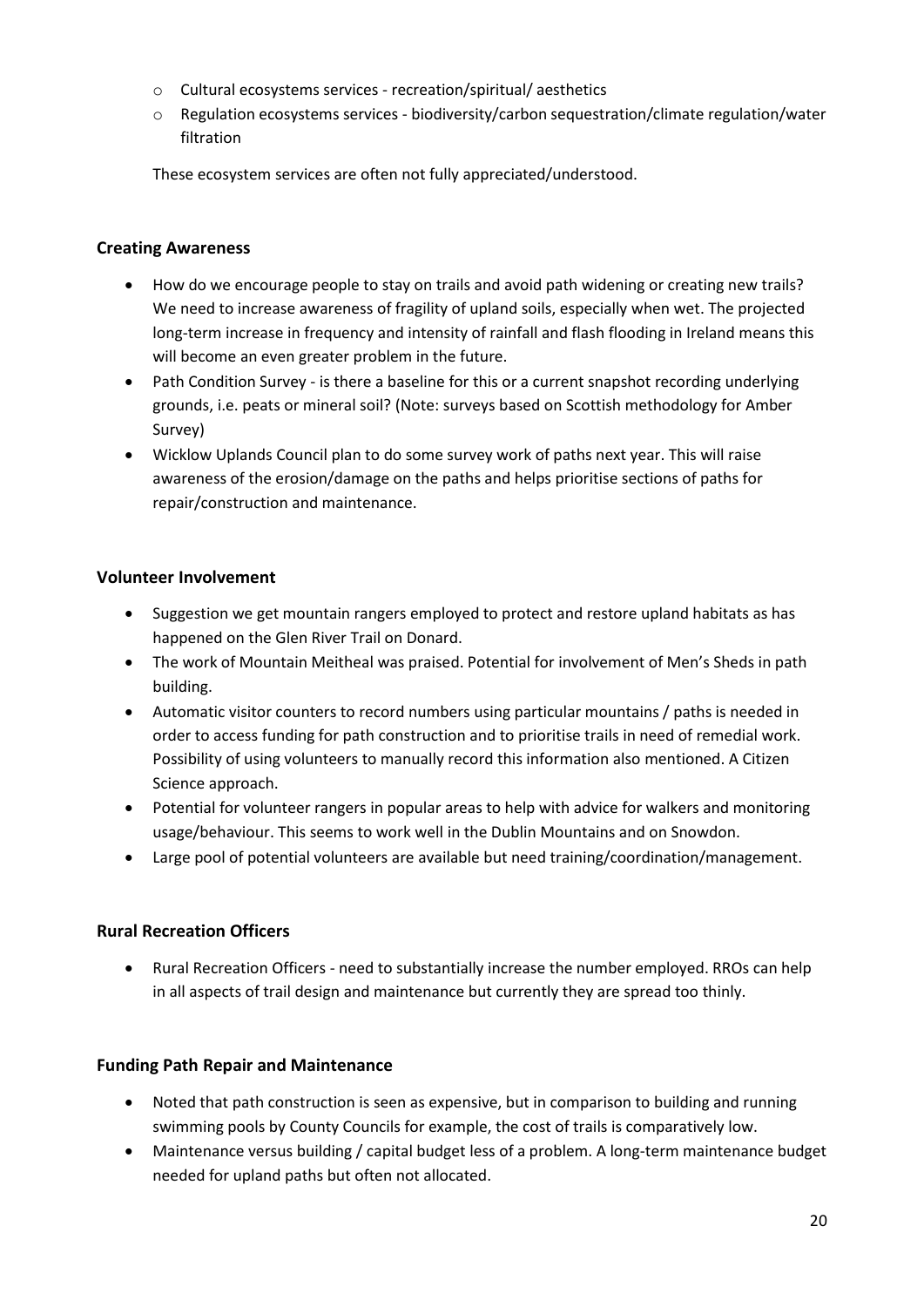- Cultural ecosystems services - recreation/spiritual/ aesthetics
  - Regulation ecosystems services - biodiversity/carbon sequestration/climate regulation/water filtration

These ecosystem services are often not fully appreciated/understood.

### Creating Awareness

- How do we encourage people to stay on trails and avoid path widening or creating new trails? We need to increase awareness of fragility of upland soils, especially when wet. The projected long-term increase in frequency and intensity of rainfall and flash flooding in Ireland means this will become an even greater problem in the future.
- Path Condition Survey - is there a baseline for this or a current snapshot recording underlying grounds, i.e. peats or mineral soil? (Note: surveys based on Scottish methodology for Amber Survey)
- Wicklow Uplands Council plan to do some survey work of paths next year. This will raise awareness of the erosion/damage on the paths and helps prioritise sections of paths for repair/construction and maintenance.

### Volunteer Involvement

- Suggestion we get mountain rangers employed to protect and restore upland habitats as has happened on the Glen River Trail on Donard.
- The work of Mountain Meitheal was praised. Potential for involvement of Men's Sheds in path building.
- Automatic visitor counters to record numbers using particular mountains / paths is needed in order to access funding for path construction and to prioritise trails in need of remedial work. Possibility of using volunteers to manually record this information also mentioned. A Citizen Science approach.
- Potential for volunteer rangers in popular areas to help with advice for walkers and monitoring usage/behaviour. This seems to work well in the Dublin Mountains and on Snowdon.
- Large pool of potential volunteers are available but need training/coordination/management.

### Rural Recreation Officers

- Rural Recreation Officers - need to substantially increase the number employed. RROs can help in all aspects of trail design and maintenance but currently they are spread too thinly.

### Funding Path Repair and Maintenance

- Noted that path construction is seen as expensive, but in comparison to building and running swimming pools by County Councils for example, the cost of trails is comparatively low.
- Maintenance versus building / capital budget less of a problem. A long-term maintenance budget needed for upland paths but often not allocated.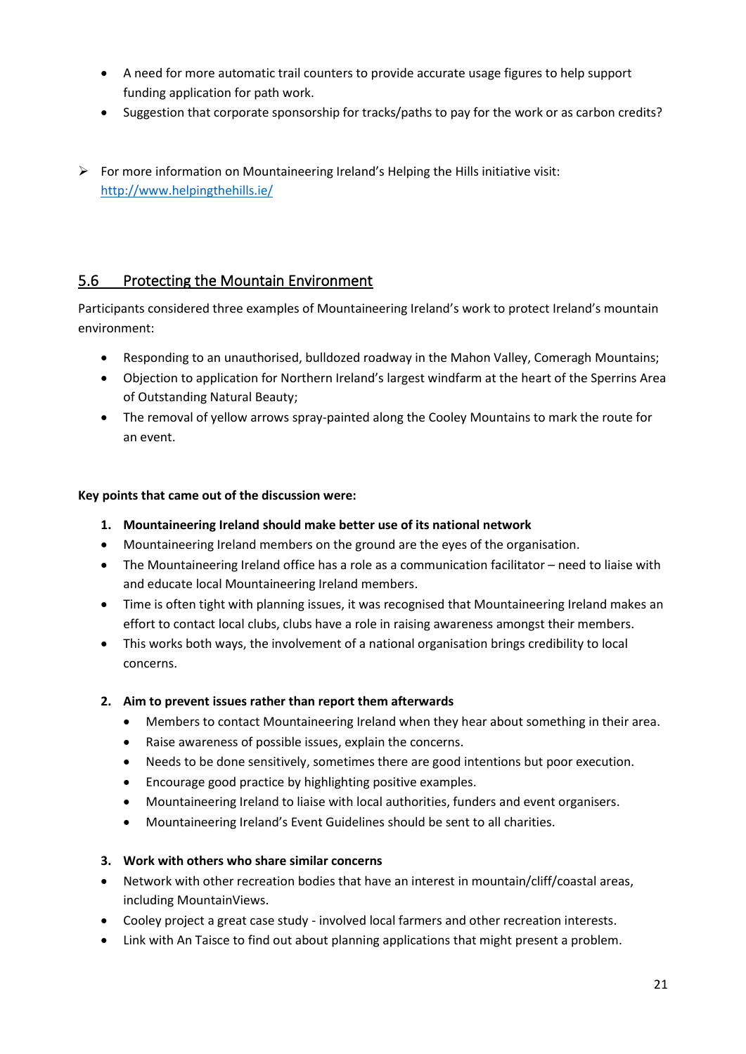- A need for more automatic trail counters to provide accurate usage figures to help support funding application for path work.
- Suggestion that corporate sponsorship for tracks/paths to pay for the work or as carbon credits?

> For more information on Mountaineering Ireland's Helping the Hills initiative visit: [http://www.helpingthehills.ie/](http://www.helpingthehills.ie/)

## 5.6 Protecting the Mountain Environment

Participants considered three examples of Mountaineering Ireland's work to protect Ireland's mountain environment:

- Responding to an unauthorised, bulldozed roadway in the Mahon Valley, Comeragh Mountains;
- Objection to application for Northern Ireland's largest windfarm at the heart of the Sperrins Area of Outstanding Natural Beauty;
- The removal of yellow arrows spray-painted along the Cooley Mountains to mark the route for an event.

**Key points that came out of the discussion were:**

**1. Mountaineering Ireland should make better use of its national network**

- Mountaineering Ireland members on the ground are the eyes of the organisation.
- The Mountaineering Ireland office has a role as a communication facilitator – need to liaise with and educate local Mountaineering Ireland members.
- Time is often tight with planning issues, it was recognised that Mountaineering Ireland makes an effort to contact local clubs, clubs have a role in raising awareness amongst their members.
- This works both ways, the involvement of a national organisation brings credibility to local concerns.

**2. Aim to prevent issues rather than report them afterwards**

- Members to contact Mountaineering Ireland when they hear about something in their area.
- Raise awareness of possible issues, explain the concerns.
- Needs to be done sensitively, sometimes there are good intentions but poor execution.
- Encourage good practice by highlighting positive examples.
- Mountaineering Ireland to liaise with local authorities, funders and event organisers.
- Mountaineering Ireland's Event Guidelines should be sent to all charities.

**3. Work with others who share similar concerns**

- Network with other recreation bodies that have an interest in mountain/cliff/coastal areas, including MountainViews.
- Cooley project a great case study - involved local farmers and other recreation interests.
- Link with An Taisce to find out about planning applications that might present a problem.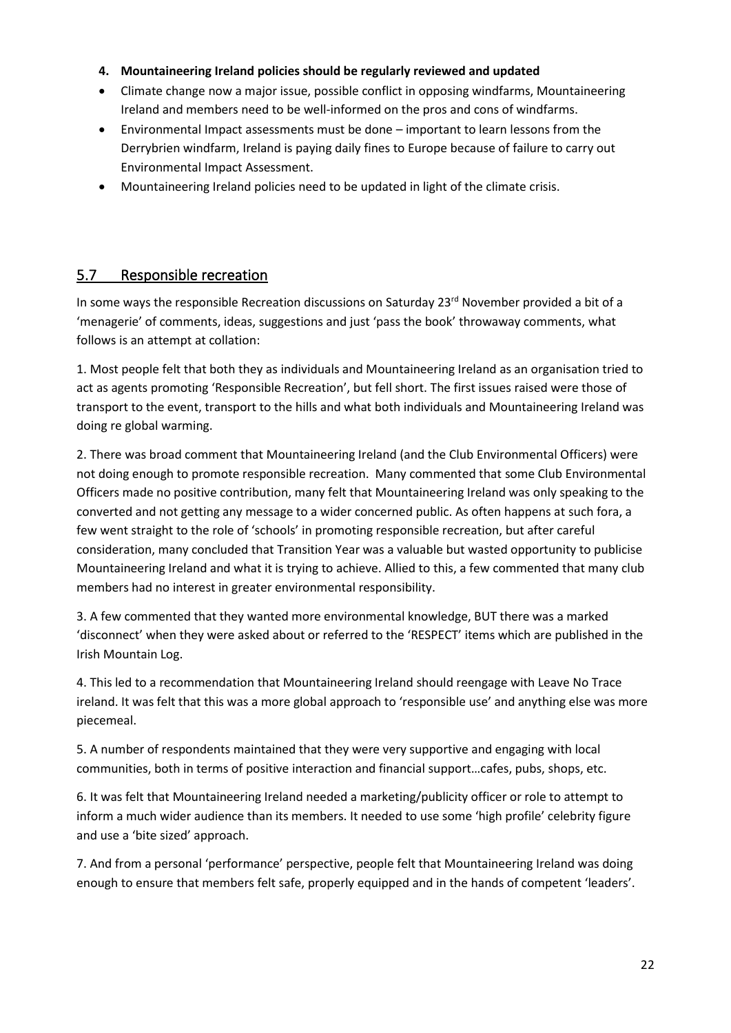**4. Mountaineering Ireland policies should be regularly reviewed and updated**

- Climate change now a major issue, possible conflict in opposing windfarms, Mountaineering Ireland and members need to be well-informed on the pros and cons of windfarms.
- Environmental Impact assessments must be done – important to learn lessons from the Derrybrien windfarm, Ireland is paying daily fines to Europe because of failure to carry out Environmental Impact Assessment.
- Mountaineering Ireland policies need to be updated in light of the climate crisis.

## 5.7 Responsible recreation

In some ways the responsible Recreation discussions on Saturday 23rd November provided a bit of a 'menagerie' of comments, ideas, suggestions and just 'pass the book' throwaway comments, what follows is an attempt at collation:

1. Most people felt that both they as individuals and Mountaineering Ireland as an organisation tried to act as agents promoting 'Responsible Recreation', but fell short. The first issues raised were those of transport to the event, transport to the hills and what both individuals and Mountaineering Ireland was doing re global warming.

2. There was broad comment that Mountaineering Ireland (and the Club Environmental Officers) were not doing enough to promote responsible recreation. Many commented that some Club Environmental Officers made no positive contribution, many felt that Mountaineering Ireland was only speaking to the converted and not getting any message to a wider concerned public. As often happens at such fora, a few went straight to the role of 'schools' in promoting responsible recreation, but after careful consideration, many concluded that Transition Year was a valuable but wasted opportunity to publicise Mountaineering Ireland and what it is trying to achieve. Allied to this, a few commented that many club members had no interest in greater environmental responsibility.

3. A few commented that they wanted more environmental knowledge, BUT there was a marked 'disconnect' when they were asked about or referred to the 'RESPECT' items which are published in the Irish Mountain Log.

4. This led to a recommendation that Mountaineering Ireland should reengage with Leave No Trace ireland. It was felt that this was a more global approach to 'responsible use' and anything else was more piecemeal.

5. A number of respondents maintained that they were very supportive and engaging with local communities, both in terms of positive interaction and financial support…cafes, pubs, shops, etc.

6. It was felt that Mountaineering Ireland needed a marketing/publicity officer or role to attempt to inform a much wider audience than its members. It needed to use some 'high profile' celebrity figure and use a 'bite sized' approach.

7. And from a personal 'performance' perspective, people felt that Mountaineering Ireland was doing enough to ensure that members felt safe, properly equipped and in the hands of competent 'leaders'.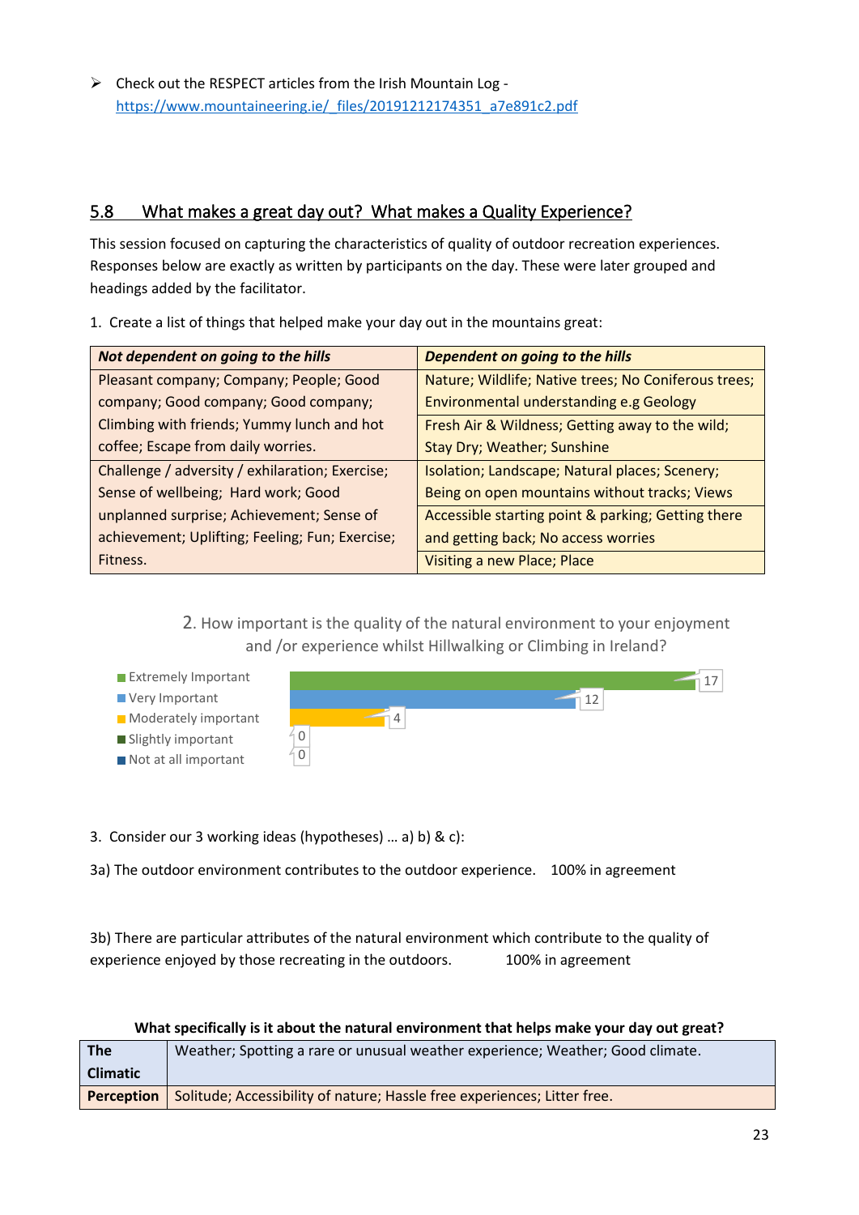➢ Check out the RESPECT articles from the Irish Mountain Log - https://www.mountaineering.ie/_files/20191212174351_a7e891c2.pdf

## 5.8 What makes a great day out? What makes a Quality Experience?

This session focused on capturing the characteristics of quality of outdoor recreation experiences. Responses below are exactly as written by participants on the day. These were later grouped and headings added by the facilitator.

1. Create a list of things that helped make your day out in the mountains great:

| *Not dependent on going to the hills* | *Dependent on going to the hills* |
|---|---|
| Pleasant company; Company; People; Good company; Good company; Good company; Climbing with friends; Yummy lunch and hot coffee; Escape from daily worries. | Nature; Wildlife; Native trees; No Coniferous trees; Environmental understanding e.g Geology |
| | Fresh Air & Wildness; Getting away to the wild; Stay Dry; Weather; Sunshine |
| Challenge / adversity / exhilaration; Exercise; Sense of wellbeing; Hard work; Good unplanned surprise; Achievement; Sense of achievement; Uplifting; Feeling; Fun; Exercise; Fitness. | Isolation; Landscape; Natural places; Scenery; Being on open mountains without tracks; Views |
| | Accessible starting point & parking; Getting there and getting back; No access worries |
| | Visiting a new Place; Place |

2. How important is the quality of the natural environment to your enjoyment and /or experience whilst Hillwalking or Climbing in Ireland?

| Response | Count |
|---|---|
| Extremely Important | 17 |
| Very Important | 12 |
| Moderately important | 4 |
| Slightly important | 0 |
| Not at all important | 0 |

3. Consider our 3 working ideas (hypotheses) … a) b) & c):

3a) The outdoor environment contributes to the outdoor experience. 100% in agreement

3b) There are particular attributes of the natural environment which contribute to the quality of experience enjoyed by those recreating in the outdoors. 100% in agreement

**What specifically is it about the natural environment that helps make your day out great?**

| | |
|---|---|
| **The Climatic** | Weather; Spotting a rare or unusual weather experience; Weather; Good climate. |
| **Perception** | Solitude; Accessibility of nature; Hassle free experiences; Litter free. |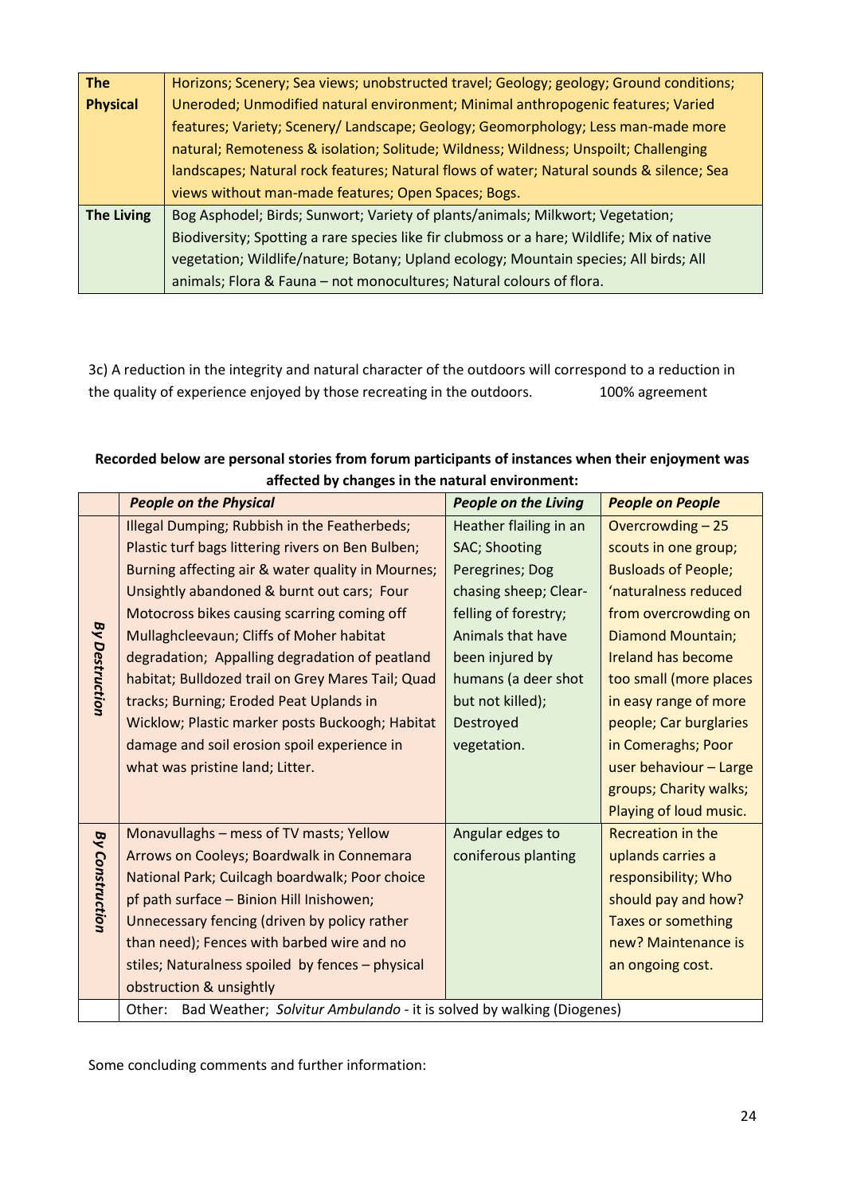| | |
|---|---|
| **The Physical** | Horizons; Scenery; Sea views; unobstructed travel; Geology; geology; Ground conditions; Uneroded; Unmodified natural environment; Minimal anthropogenic features; Varied features; Variety; Scenery/ Landscape; Geology; Geomorphology; Less man-made more natural; Remoteness & isolation; Solitude; Wildness; Wildness; Unspoilt; Challenging landscapes; Natural rock features; Natural flows of water; Natural sounds & silence; Sea views without man-made features; Open Spaces; Bogs. |
| **The Living** | Bog Asphodel; Birds; Sunwort; Variety of plants/animals; Milkwort; Vegetation; Biodiversity; Spotting a rare species like fir clubmoss or a hare; Wildlife; Mix of native vegetation; Wildlife/nature; Botany; Upland ecology; Mountain species; All birds; All animals; Flora & Fauna – not monocultures; Natural colours of flora. |

3c) A reduction in the integrity and natural character of the outdoors will correspond to a reduction in the quality of experience enjoyed by those recreating in the outdoors. 100% agreement

**Recorded below are personal stories from forum participants of instances when their enjoyment was affected by changes in the natural environment:**

| | *People on the Physical* | *People on the Living* | *People on People* |
|---|---|---|---|
| ***By Destruction*** | Illegal Dumping; Rubbish in the Featherbeds; Plastic turf bags littering rivers on Ben Bulben; Burning affecting air & water quality in Mournes; Unsightly abandoned & burnt out cars; Four Motocross bikes causing scarring coming off Mullaghcleevaun; Cliffs of Moher habitat degradation; Appalling degradation of peatland habitat; Bulldozed trail on Grey Mares Tail; Quad tracks; Burning; Eroded Peat Uplands in Wicklow; Plastic marker posts Buckoogh; Habitat damage and soil erosion spoil experience in what was pristine land; Litter. | Heather flailing in an SAC; Shooting Peregrines; Dog chasing sheep; Clear-felling of forestry; Animals that have been injured by humans (a deer shot but not killed); Destroyed vegetation. | Overcrowding – 25 scouts in one group; Busloads of People; 'naturalness reduced from overcrowding on Diamond Mountain; Ireland has become too small (more places in easy range of more people; Car burglaries in Comeraghs; Poor user behaviour – Large groups; Charity walks; Playing of loud music. |
| ***By Construction*** | Monavullaghs – mess of TV masts; Yellow Arrows on Cooleys; Boardwalk in Connemara National Park; Cuilcagh boardwalk; Poor choice pf path surface – Binion Hill Inishowen; Unnecessary fencing (driven by policy rather than need); Fences with barbed wire and no stiles; Naturalness spoiled by fences – physical obstruction & unsightly | Angular edges to coniferous planting | Recreation in the uplands carries a responsibility; Who should pay and how? Taxes or something new? Maintenance is an ongoing cost. |
| | Other: Bad Weather; *Solvitur Ambulando* - it is solved by walking (Diogenes) | | |

Some concluding comments and further information: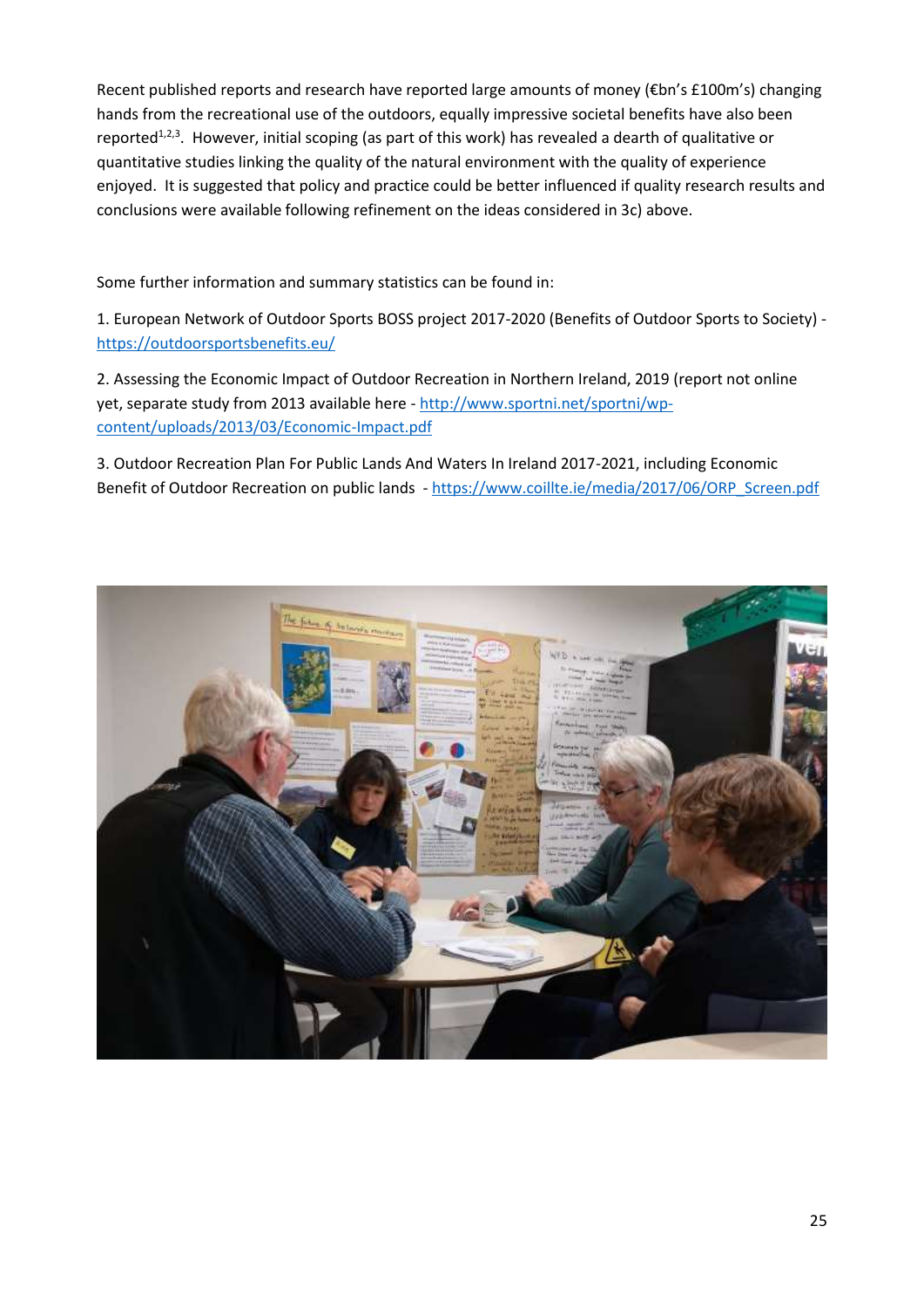Recent published reports and research have reported large amounts of money (€bn's £100m's) changing hands from the recreational use of the outdoors, equally impressive societal benefits have also been reported[1,2,3]. However, initial scoping (as part of this work) has revealed a dearth of qualitative or quantitative studies linking the quality of the natural environment with the quality of experience enjoyed. It is suggested that policy and practice could be better influenced if quality research results and conclusions were available following refinement on the ideas considered in 3c) above.

Some further information and summary statistics can be found in:

1. European Network of Outdoor Sports BOSS project 2017-2020 (Benefits of Outdoor Sports to Society) - https://outdoorsportsbenefits.eu/

2. Assessing the Economic Impact of Outdoor Recreation in Northern Ireland, 2019 (report not online yet, separate study from 2013 available here - http://www.sportni.net/sportni/wp-content/uploads/2013/03/Economic-Impact.pdf

3. Outdoor Recreation Plan For Public Lands And Waters In Ireland 2017-2021, including Economic Benefit of Outdoor Recreation on public lands - https://www.coillte.ie/media/2017/06/ORP_Screen.pdf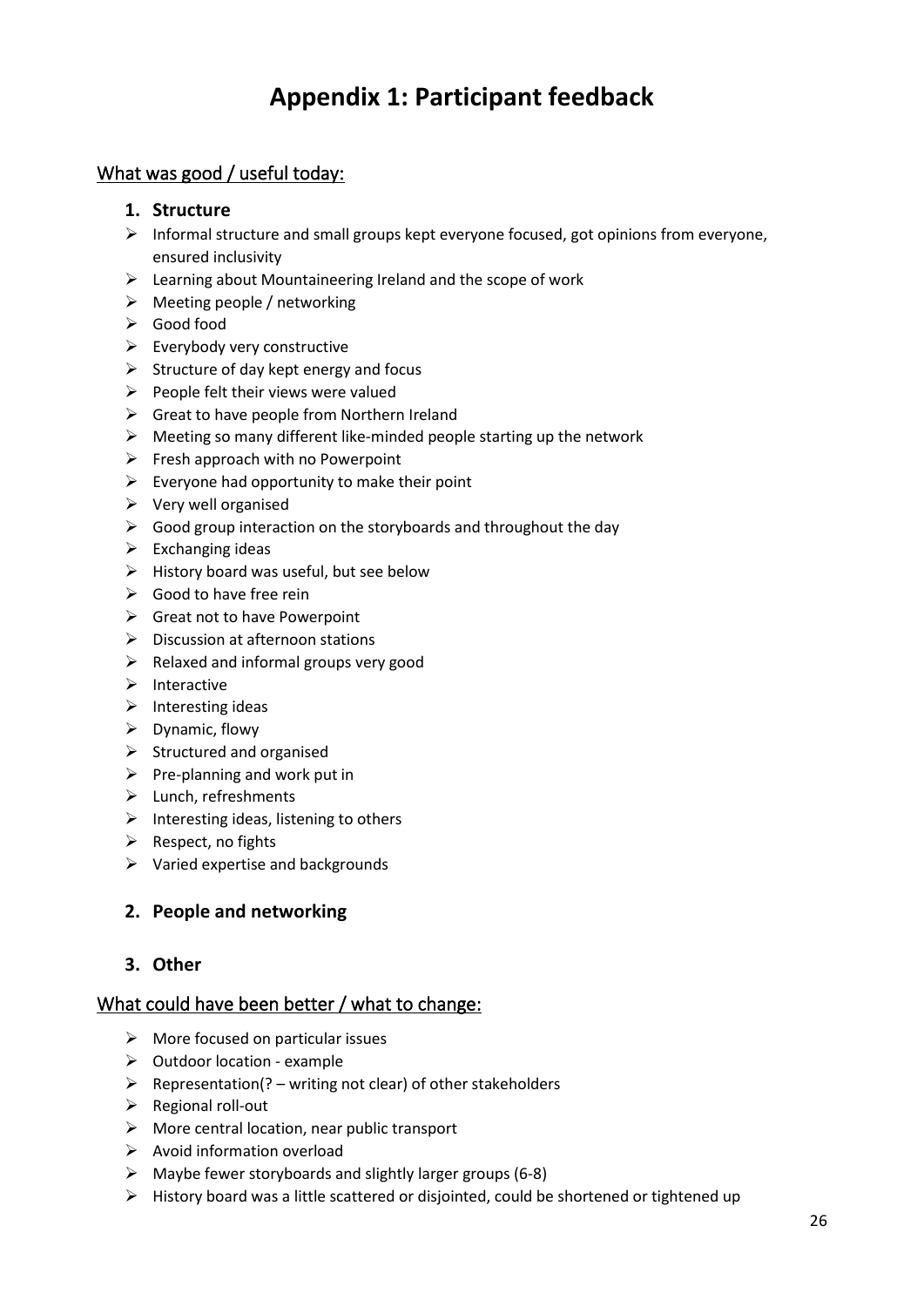# Appendix 1: Participant feedback

## What was good / useful today:

1. **Structure**

- Informal structure and small groups kept everyone focused, got opinions from everyone, ensured inclusivity
- Learning about Mountaineering Ireland and the scope of work
- Meeting people / networking
- Good food
- Everybody very constructive
- Structure of day kept energy and focus
- People felt their views were valued
- Great to have people from Northern Ireland
- Meeting so many different like-minded people starting up the network
- Fresh approach with no Powerpoint
- Everyone had opportunity to make their point
- Very well organised
- Good group interaction on the storyboards and throughout the day
- Exchanging ideas
- History board was useful, but see below
- Good to have free rein
- Great not to have Powerpoint
- Discussion at afternoon stations
- Relaxed and informal groups very good
- Interactive
- Interesting ideas
- Dynamic, flowy
- Structured and organised
- Pre-planning and work put in
- Lunch, refreshments
- Interesting ideas, listening to others
- Respect, no fights
- Varied expertise and backgrounds

2. **People and networking**

3. **Other**

## What could have been better / what to change:

- More focused on particular issues
- Outdoor location - example
- Representation(? – writing not clear) of other stakeholders
- Regional roll-out
- More central location, near public transport
- Avoid information overload
- Maybe fewer storyboards and slightly larger groups (6-8)
- History board was a little scattered or disjointed, could be shortened or tightened up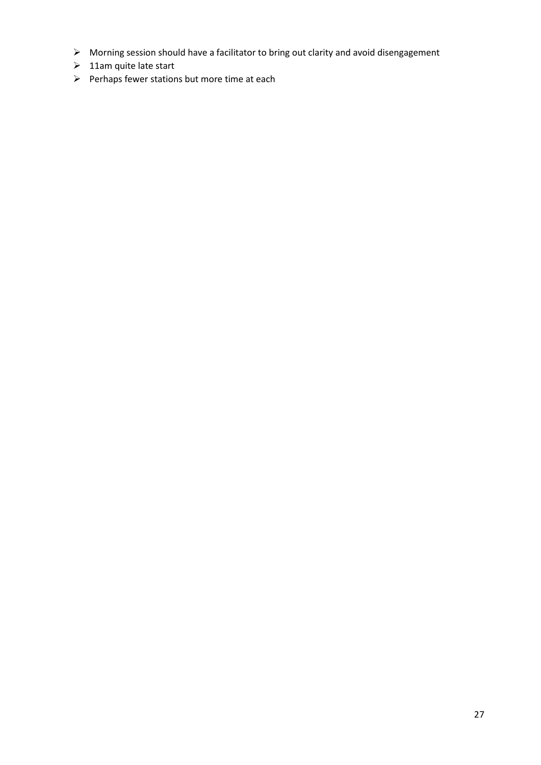- Morning session should have a facilitator to bring out clarity and avoid disengagement
- 11am quite late start
- Perhaps fewer stations but more time at each